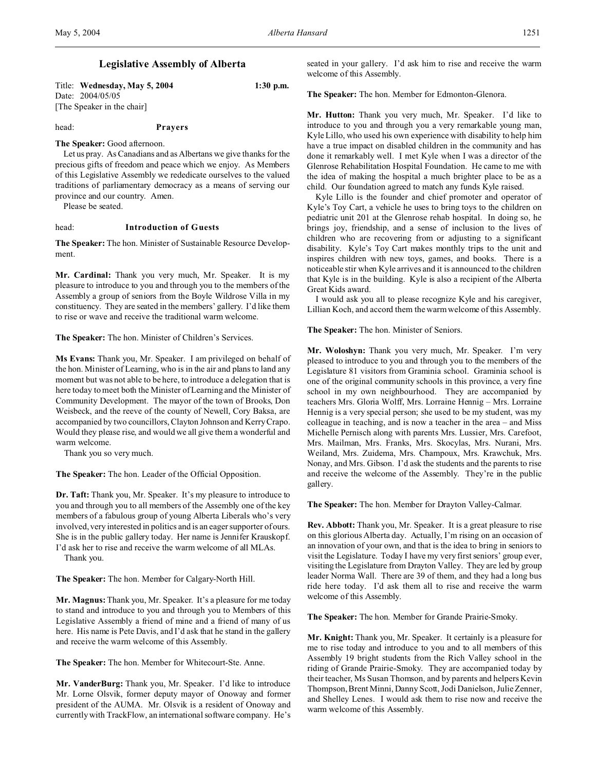# Legislative Assembly of Alberta

Title: **Wednesday, May 5, 2004** **1:30 p.m.**
Date: 2004/05/05
[The Speaker in the chair]

head: **Prayers**

**The Speaker:** Good afternoon.

Let us pray. As Canadians and as Albertans we give thanks for the precious gifts of freedom and peace which we enjoy. As Members of this Legislative Assembly we rededicate ourselves to the valued traditions of parliamentary democracy as a means of serving our province and our country. Amen.

Please be seated.

head: **Introduction of Guests**

**The Speaker:** The hon. Minister of Sustainable Resource Development.

**Mr. Cardinal:** Thank you very much, Mr. Speaker. It is my pleasure to introduce to you and through you to the members of the Assembly a group of seniors from the Boyle Wildrose Villa in my constituency. They are seated in the members' gallery. I'd like them to rise or wave and receive the traditional warm welcome.

**The Speaker:** The hon. Minister of Children's Services.

**Ms Evans:** Thank you, Mr. Speaker. I am privileged on behalf of the hon. Minister of Learning, who is in the air and plans to land any moment but was not able to be here, to introduce a delegation that is here today to meet both the Minister of Learning and the Minister of Community Development. The mayor of the town of Brooks, Don Weisbeck, and the reeve of the county of Newell, Cory Baksa, are accompanied by two councillors, Clayton Johnson and Kerry Crapo. Would they please rise, and would we all give them a wonderful and warm welcome.

Thank you so very much.

**The Speaker:** The hon. Leader of the Official Opposition.

**Dr. Taft:** Thank you, Mr. Speaker. It's my pleasure to introduce to you and through you to all members of the Assembly one of the key members of a fabulous group of young Alberta Liberals who's very involved, very interested in politics and is an eager supporter of ours. She is in the public gallery today. Her name is Jennifer Krauskopf. I'd ask her to rise and receive the warm welcome of all MLAs.

Thank you.

**The Speaker:** The hon. Member for Calgary-North Hill.

**Mr. Magnus:** Thank you, Mr. Speaker. It's a pleasure for me today to stand and introduce to you and through you to Members of this Legislative Assembly a friend of mine and a friend of many of us here. His name is Pete Davis, and I'd ask that he stand in the gallery and receive the warm welcome of this Assembly.

**The Speaker:** The hon. Member for Whitecourt-Ste. Anne.

**Mr. VanderBurg:** Thank you, Mr. Speaker. I'd like to introduce Mr. Lorne Olsvik, former deputy mayor of Onoway and former president of the AUMA. Mr. Olsvik is a resident of Onoway and currently with TrackFlow, an international software company. He's seated in your gallery. I'd ask him to rise and receive the warm welcome of this Assembly.

**The Speaker:** The hon. Member for Edmonton-Glenora.

**Mr. Hutton:** Thank you very much, Mr. Speaker. I'd like to introduce to you and through you a very remarkable young man, Kyle Lillo, who used his own experience with disability to help him have a true impact on disabled children in the community and has done it remarkably well. I met Kyle when I was a director of the Glenrose Rehabilitation Hospital Foundation. He came to me with the idea of making the hospital a much brighter place to be as a child. Our foundation agreed to match any funds Kyle raised.

Kyle Lillo is the founder and chief promoter and operator of Kyle's Toy Cart, a vehicle he uses to bring toys to the children on pediatric unit 201 at the Glenrose rehab hospital. In doing so, he brings joy, friendship, and a sense of inclusion to the lives of children who are recovering from or adjusting to a significant disability. Kyle's Toy Cart makes monthly trips to the unit and inspires children with new toys, games, and books. There is a noticeable stir when Kyle arrives and it is announced to the children that Kyle is in the building. Kyle is also a recipient of the Alberta Great Kids award.

I would ask you all to please recognize Kyle and his caregiver, Lillian Koch, and accord them the warm welcome of this Assembly.

**The Speaker:** The hon. Minister of Seniors.

**Mr. Woloshyn:** Thank you very much, Mr. Speaker. I'm very pleased to introduce to you and through you to the members of the Legislature 81 visitors from Graminia school. Graminia school is one of the original community schools in this province, a very fine school in my own neighbourhood. They are accompanied by teachers Mrs. Gloria Wolff, Mrs. Lorraine Hennig – Mrs. Lorraine Hennig is a very special person; she used to be my student, was my colleague in teaching, and is now a teacher in the area – and Miss Michelle Pernisch along with parents Mrs. Lussier, Mrs. Carefoot, Mrs. Mailman, Mrs. Franks, Mrs. Skocylas, Mrs. Nurani, Mrs. Weiland, Mrs. Zuidema, Mrs. Champoux, Mrs. Krawchuk, Mrs. Nonay, and Mrs. Gibson. I'd ask the students and the parents to rise and receive the welcome of the Assembly. They're in the public gallery.

**The Speaker:** The hon. Member for Drayton Valley-Calmar.

**Rev. Abbott:** Thank you, Mr. Speaker. It is a great pleasure to rise on this glorious Alberta day. Actually, I'm rising on an occasion of an innovation of your own, and that is the idea to bring in seniors to visit the Legislature. Today I have my very first seniors' group ever, visiting the Legislature from Drayton Valley. They are led by group leader Norma Wall. There are 39 of them, and they had a long bus ride here today. I'd ask them all to rise and receive the warm welcome of this Assembly.

**The Speaker:** The hon. Member for Grande Prairie-Smoky.

**Mr. Knight:** Thank you, Mr. Speaker. It certainly is a pleasure for me to rise today and introduce to you and to all members of this Assembly 19 bright students from the Rich Valley school in the riding of Grande Prairie-Smoky. They are accompanied today by their teacher, Ms Susan Thomson, and by parents and helpers Kevin Thompson, Brent Minni, Danny Scott, Jodi Danielson, Julie Zenner, and Shelley Lenes. I would ask them to rise now and receive the warm welcome of this Assembly.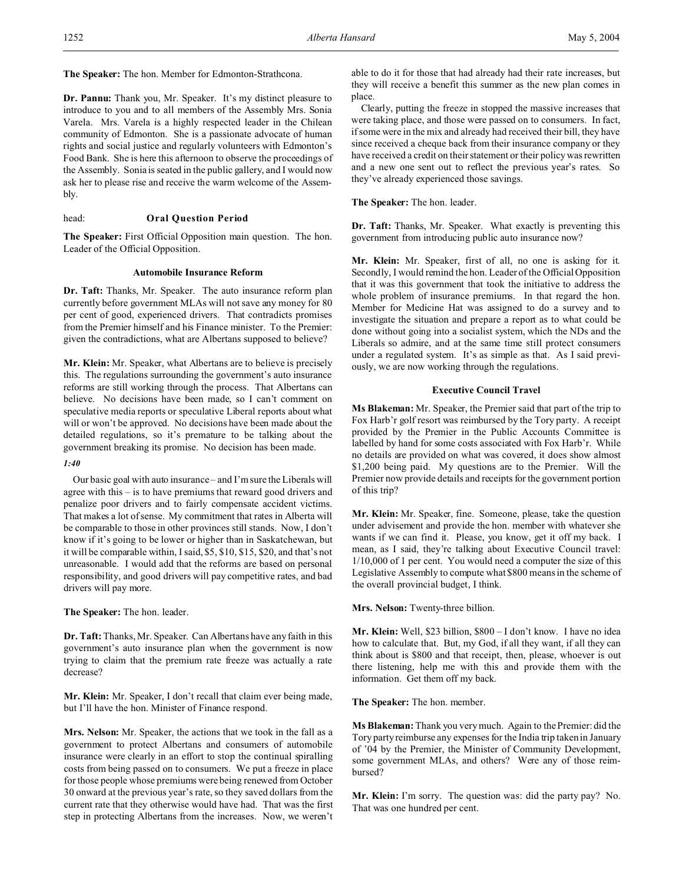**The Speaker:** The hon. Member for Edmonton-Strathcona.

**Dr. Pannu:** Thank you, Mr. Speaker. It's my distinct pleasure to introduce to you and to all members of the Assembly Mrs. Sonia Varela. Mrs. Varela is a highly respected leader in the Chilean community of Edmonton. She is a passionate advocate of human rights and social justice and regularly volunteers with Edmonton's Food Bank. She is here this afternoon to observe the proceedings of the Assembly. Sonia is seated in the public gallery, and I would now ask her to please rise and receive the warm welcome of the Assembly.

head: **Oral Question Period**

**The Speaker:** First Official Opposition main question. The hon. Leader of the Official Opposition.

### Automobile Insurance Reform

**Dr. Taft:** Thanks, Mr. Speaker. The auto insurance reform plan currently before government MLAs will not save any money for 80 per cent of good, experienced drivers. That contradicts promises from the Premier himself and his Finance minister. To the Premier: given the contradictions, what are Albertans supposed to believe?

**Mr. Klein:** Mr. Speaker, what Albertans are to believe is precisely this. The regulations surrounding the government's auto insurance reforms are still working through the process. That Albertans can believe. No decisions have been made, so I can't comment on speculative media reports or speculative Liberal reports about what will or won't be approved. No decisions have been made about the detailed regulations, so it's premature to be talking about the government breaking its promise. No decision has been made.

*1:40*

Our basic goal with auto insurance – and I'm sure the Liberals will agree with this – is to have premiums that reward good drivers and penalize poor drivers and to fairly compensate accident victims. That makes a lot of sense. My commitment that rates in Alberta will be comparable to those in other provinces still stands. Now, I don't know if it's going to be lower or higher than in Saskatchewan, but it will be comparable within, I said, $5, $10, $15, $20, and that's not unreasonable. I would add that the reforms are based on personal responsibility, and good drivers will pay competitive rates, and bad drivers will pay more.

**The Speaker:** The hon. leader.

**Dr. Taft:** Thanks, Mr. Speaker. Can Albertans have any faith in this government's auto insurance plan when the government is now trying to claim that the premium rate freeze was actually a rate decrease?

**Mr. Klein:** Mr. Speaker, I don't recall that claim ever being made, but I'll have the hon. Minister of Finance respond.

**Mrs. Nelson:** Mr. Speaker, the actions that we took in the fall as a government to protect Albertans and consumers of automobile insurance were clearly in an effort to stop the continual spiralling costs from being passed on to consumers. We put a freeze in place for those people whose premiums were being renewed from October 30 onward at the previous year's rate, so they saved dollars from the current rate that they otherwise would have had. That was the first step in protecting Albertans from the increases. Now, we weren't able to do it for those that had already had their rate increases, but they will receive a benefit this summer as the new plan comes in place.

Clearly, putting the freeze in stopped the massive increases that were taking place, and those were passed on to consumers. In fact, if some were in the mix and already had received their bill, they have since received a cheque back from their insurance company or they have received a credit on their statement or their policy was rewritten and a new one sent out to reflect the previous year's rates. So they've already experienced those savings.

**The Speaker:** The hon. leader.

**Dr. Taft:** Thanks, Mr. Speaker. What exactly is preventing this government from introducing public auto insurance now?

**Mr. Klein:** Mr. Speaker, first of all, no one is asking for it. Secondly, I would remind the hon. Leader of the Official Opposition that it was this government that took the initiative to address the whole problem of insurance premiums. In that regard the hon. Member for Medicine Hat was assigned to do a survey and to investigate the situation and prepare a report as to what could be done without going into a socialist system, which the NDs and the Liberals so admire, and at the same time still protect consumers under a regulated system. It's as simple as that. As I said previously, we are now working through the regulations.

### Executive Council Travel

**Ms Blakeman:** Mr. Speaker, the Premier said that part of the trip to Fox Harb'r golf resort was reimbursed by the Tory party. A receipt provided by the Premier in the Public Accounts Committee is labelled by hand for some costs associated with Fox Harb'r. While no details are provided on what was covered, it does show almost $1,200 being paid. My questions are to the Premier. Will the Premier now provide details and receipts for the government portion of this trip?

**Mr. Klein:** Mr. Speaker, fine. Someone, please, take the question under advisement and provide the hon. member with whatever she wants if we can find it. Please, you know, get it off my back. I mean, as I said, they're talking about Executive Council travel: 1/10,000 of 1 per cent. You would need a computer the size of this Legislative Assembly to compute what $800 means in the scheme of the overall provincial budget, I think.

**Mrs. Nelson:** Twenty-three billion.

**Mr. Klein:** Well, $23 billion, $800 – I don't know. I have no idea how to calculate that. But, my God, if all they want, if all they can think about is $800 and that receipt, then, please, whoever is out there listening, help me with this and provide them with the information. Get them off my back.

**The Speaker:** The hon. member.

**Ms Blakeman:** Thank you very much. Again to the Premier: did the Tory party reimburse any expenses for the India trip taken in January of '04 by the Premier, the Minister of Community Development, some government MLAs, and others? Were any of those reimbursed?

**Mr. Klein:** I'm sorry. The question was: did the party pay? No. That was one hundred per cent.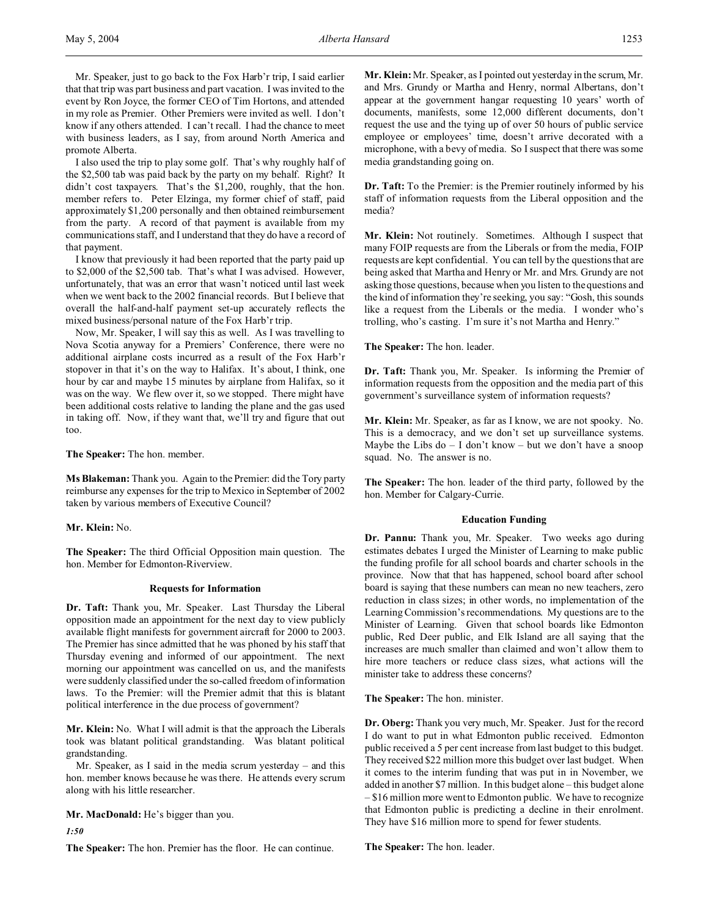Mr. Speaker, just to go back to the Fox Harb'r trip, I said earlier that that trip was part business and part vacation. I was invited to the event by Ron Joyce, the former CEO of Tim Hortons, and attended in my role as Premier. Other Premiers were invited as well. I don't know if any others attended. I can't recall. I had the chance to meet with business leaders, as I say, from around North America and promote Alberta.

I also used the trip to play some golf. That's why roughly half of the $2,500 tab was paid back by the party on my behalf. Right? It didn't cost taxpayers. That's the $1,200, roughly, that the hon. member refers to. Peter Elzinga, my former chief of staff, paid approximately $1,200 personally and then obtained reimbursement from the party. A record of that payment is available from my communications staff, and I understand that they do have a record of that payment.

I know that previously it had been reported that the party paid up to $2,000 of the $2,500 tab. That's what I was advised. However, unfortunately, that was an error that wasn't noticed until last week when we went back to the 2002 financial records. But I believe that overall the half-and-half payment set-up accurately reflects the mixed business/personal nature of the Fox Harb'r trip.

Now, Mr. Speaker, I will say this as well. As I was travelling to Nova Scotia anyway for a Premiers' Conference, there were no additional airplane costs incurred as a result of the Fox Harb'r stopover in that it's on the way to Halifax. It's about, I think, one hour by car and maybe 15 minutes by airplane from Halifax, so it was on the way. We flew over it, so we stopped. There might have been additional costs relative to landing the plane and the gas used in taking off. Now, if they want that, we'll try and figure that out too.

**The Speaker:** The hon. member.

**Ms Blakeman:** Thank you. Again to the Premier: did the Tory party reimburse any expenses for the trip to Mexico in September of 2002 taken by various members of Executive Council?

**Mr. Klein:** No.

**The Speaker:** The third Official Opposition main question. The hon. Member for Edmonton-Riverview.

### Requests for Information

**Dr. Taft:** Thank you, Mr. Speaker. Last Thursday the Liberal opposition made an appointment for the next day to view publicly available flight manifests for government aircraft for 2000 to 2003. The Premier has since admitted that he was phoned by his staff that Thursday evening and informed of our appointment. The next morning our appointment was cancelled on us, and the manifests were suddenly classified under the so-called freedom of information laws. To the Premier: will the Premier admit that this is blatant political interference in the due process of government?

**Mr. Klein:** No. What I will admit is that the approach the Liberals took was blatant political grandstanding. Was blatant political grandstanding.

Mr. Speaker, as I said in the media scrum yesterday – and this hon. member knows because he was there. He attends every scrum along with his little researcher.

**Mr. MacDonald:** He's bigger than you.

*1:50*

**The Speaker:** The hon. Premier has the floor. He can continue.

**Mr. Klein:** Mr. Speaker, as I pointed out yesterday in the scrum, Mr. and Mrs. Grundy or Martha and Henry, normal Albertans, don't appear at the government hangar requesting 10 years' worth of documents, manifests, some 12,000 different documents, don't request the use and the tying up of over 50 hours of public service employee or employees' time, doesn't arrive decorated with a microphone, with a bevy of media. So I suspect that there was some media grandstanding going on.

**Dr. Taft:** To the Premier: is the Premier routinely informed by his staff of information requests from the Liberal opposition and the media?

**Mr. Klein:** Not routinely. Sometimes. Although I suspect that many FOIP requests are from the Liberals or from the media, FOIP requests are kept confidential. You can tell by the questions that are being asked that Martha and Henry or Mr. and Mrs. Grundy are not asking those questions, because when you listen to the questions and the kind of information they're seeking, you say: "Gosh, this sounds like a request from the Liberals or the media. I wonder who's trolling, who's casting. I'm sure it's not Martha and Henry."

**The Speaker:** The hon. leader.

**Dr. Taft:** Thank you, Mr. Speaker. Is informing the Premier of information requests from the opposition and the media part of this government's surveillance system of information requests?

**Mr. Klein:** Mr. Speaker, as far as I know, we are not spooky. No. This is a democracy, and we don't set up surveillance systems. Maybe the Libs do – I don't know – but we don't have a snoop squad. No. The answer is no.

**The Speaker:** The hon. leader of the third party, followed by the hon. Member for Calgary-Currie.

### Education Funding

**Dr. Pannu:** Thank you, Mr. Speaker. Two weeks ago during estimates debates I urged the Minister of Learning to make public the funding profile for all school boards and charter schools in the province. Now that that has happened, school board after school board is saying that these numbers can mean no new teachers, zero reduction in class sizes; in other words, no implementation of the Learning Commission's recommendations. My questions are to the Minister of Learning. Given that school boards like Edmonton public, Red Deer public, and Elk Island are all saying that the increases are much smaller than claimed and won't allow them to hire more teachers or reduce class sizes, what actions will the minister take to address these concerns?

**The Speaker:** The hon. minister.

**Dr. Oberg:** Thank you very much, Mr. Speaker. Just for the record I do want to put in what Edmonton public received. Edmonton public received a 5 per cent increase from last budget to this budget. They received $22 million more this budget over last budget. When it comes to the interim funding that was put in in November, we added in another $7 million. In this budget alone – this budget alone – $16 million more went to Edmonton public. We have to recognize that Edmonton public is predicting a decline in their enrolment. They have $16 million more to spend for fewer students.

**The Speaker:** The hon. leader.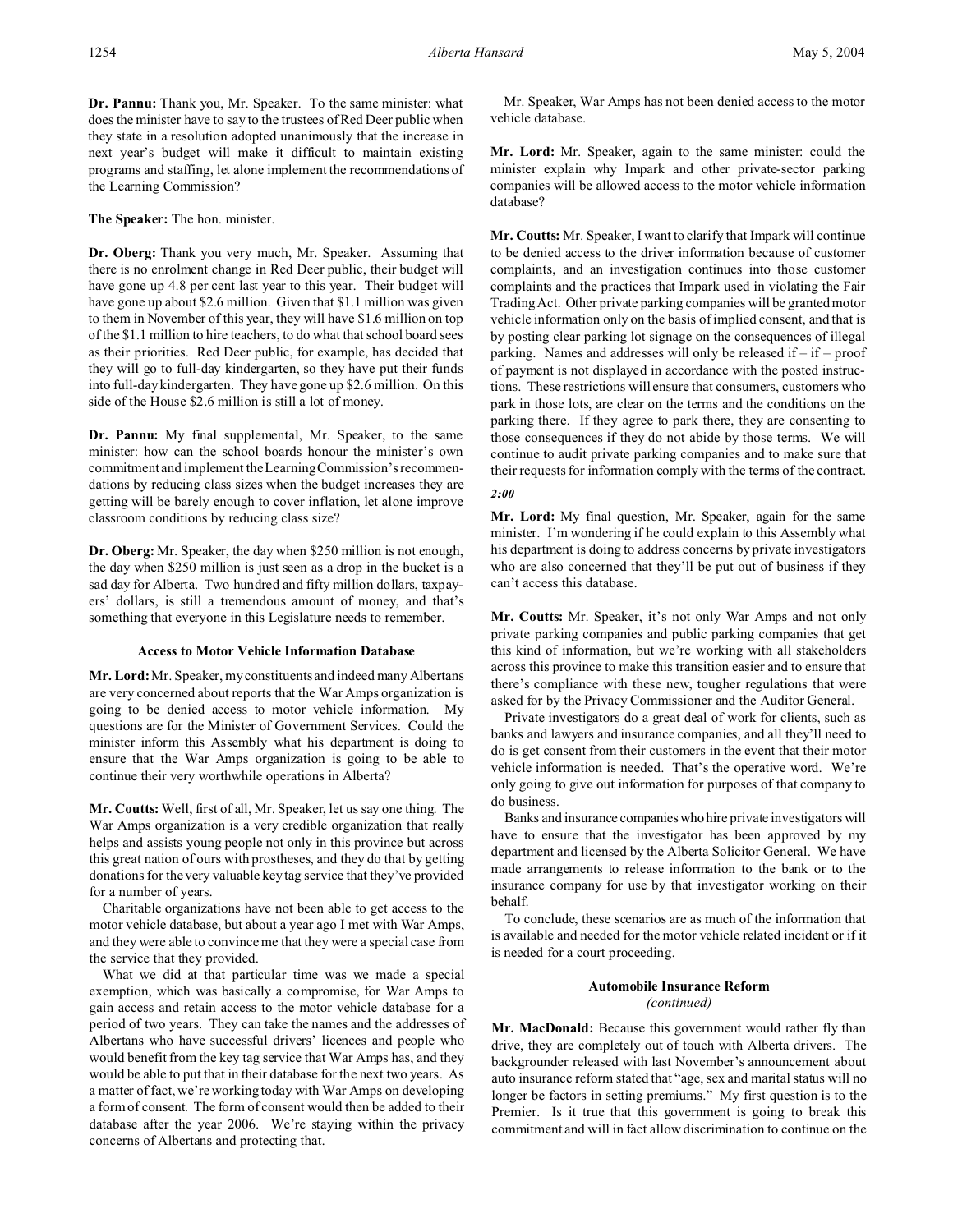**Dr. Pannu:** Thank you, Mr. Speaker. To the same minister: what does the minister have to say to the trustees of Red Deer public when they state in a resolution adopted unanimously that the increase in next year's budget will make it difficult to maintain existing programs and staffing, let alone implement the recommendations of the Learning Commission?

**The Speaker:** The hon. minister.

**Dr. Oberg:** Thank you very much, Mr. Speaker. Assuming that there is no enrolment change in Red Deer public, their budget will have gone up 4.8 per cent last year to this year. Their budget will have gone up about $2.6 million. Given that $1.1 million was given to them in November of this year, they will have $1.6 million on top of the $1.1 million to hire teachers, to do what that school board sees as their priorities. Red Deer public, for example, has decided that they will go to full-day kindergarten, so they have put their funds into full-day kindergarten. They have gone up $2.6 million. On this side of the House $2.6 million is still a lot of money.

**Dr. Pannu:** My final supplemental, Mr. Speaker, to the same minister: how can the school boards honour the minister's own commitment and implement the Learning Commission's recommendations by reducing class sizes when the budget increases they are getting will be barely enough to cover inflation, let alone improve classroom conditions by reducing class size?

**Dr. Oberg:** Mr. Speaker, the day when $250 million is not enough, the day when $250 million is just seen as a drop in the bucket is a sad day for Alberta. Two hundred and fifty million dollars, taxpayers' dollars, is still a tremendous amount of money, and that's something that everyone in this Legislature needs to remember.

### Access to Motor Vehicle Information Database

**Mr. Lord:** Mr. Speaker, my constituents and indeed many Albertans are very concerned about reports that the War Amps organization is going to be denied access to motor vehicle information. My questions are for the Minister of Government Services. Could the minister inform this Assembly what his department is doing to ensure that the War Amps organization is going to be able to continue their very worthwhile operations in Alberta?

**Mr. Coutts:** Well, first of all, Mr. Speaker, let us say one thing. The War Amps organization is a very credible organization that really helps and assists young people not only in this province but across this great nation of ours with prostheses, and they do that by getting donations for the very valuable key tag service that they've provided for a number of years.

Charitable organizations have not been able to get access to the motor vehicle database, but about a year ago I met with War Amps, and they were able to convince me that they were a special case from the service that they provided.

What we did at that particular time was we made a special exemption, which was basically a compromise, for War Amps to gain access and retain access to the motor vehicle database for a period of two years. They can take the names and the addresses of Albertans who have successful drivers' licences and people who would benefit from the key tag service that War Amps has, and they would be able to put that in their database for the next two years. As a matter of fact, we're working today with War Amps on developing a form of consent. The form of consent would then be added to their database after the year 2006. We're staying within the privacy concerns of Albertans and protecting that.

Mr. Speaker, War Amps has not been denied access to the motor vehicle database.

**Mr. Lord:** Mr. Speaker, again to the same minister: could the minister explain why Impark and other private-sector parking companies will be allowed access to the motor vehicle information database?

**Mr. Coutts:** Mr. Speaker, I want to clarify that Impark will continue to be denied access to the driver information because of customer complaints, and an investigation continues into those customer complaints and the practices that Impark used in violating the Fair Trading Act. Other private parking companies will be granted motor vehicle information only on the basis of implied consent, and that is by posting clear parking lot signage on the consequences of illegal parking. Names and addresses will only be released if – if – proof of payment is not displayed in accordance with the posted instructions. These restrictions will ensure that consumers, customers who park in those lots, are clear on the terms and the conditions on the parking there. If they agree to park there, they are consenting to those consequences if they do not abide by those terms. We will continue to audit private parking companies and to make sure that their requests for information comply with the terms of the contract.

*2:00*

**Mr. Lord:** My final question, Mr. Speaker, again for the same minister. I'm wondering if he could explain to this Assembly what his department is doing to address concerns by private investigators who are also concerned that they'll be put out of business if they can't access this database.

**Mr. Coutts:** Mr. Speaker, it's not only War Amps and not only private parking companies and public parking companies that get this kind of information, but we're working with all stakeholders across this province to make this transition easier and to ensure that there's compliance with these new, tougher regulations that were asked for by the Privacy Commissioner and the Auditor General.

Private investigators do a great deal of work for clients, such as banks and lawyers and insurance companies, and all they'll need to do is get consent from their customers in the event that their motor vehicle information is needed. That's the operative word. We're only going to give out information for purposes of that company to do business.

Banks and insurance companies who hire private investigators will have to ensure that the investigator has been approved by my department and licensed by the Alberta Solicitor General. We have made arrangements to release information to the bank or to the insurance company for use by that investigator working on their behalf.

To conclude, these scenarios are as much of the information that is available and needed for the motor vehicle related incident or if it is needed for a court proceeding.

### Automobile Insurance Reform
*(continued)*

**Mr. MacDonald:** Because this government would rather fly than drive, they are completely out of touch with Alberta drivers. The backgrounder released with last November's announcement about auto insurance reform stated that "age, sex and marital status will no longer be factors in setting premiums." My first question is to the Premier. Is it true that this government is going to break this commitment and will in fact allow discrimination to continue on the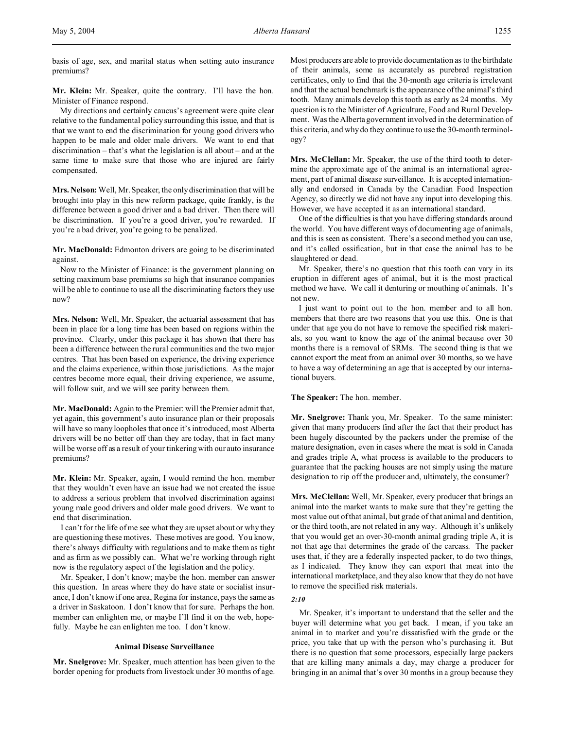basis of age, sex, and marital status when setting auto insurance premiums?

**Mr. Klein:** Mr. Speaker, quite the contrary. I'll have the hon. Minister of Finance respond.

My directions and certainly caucus's agreement were quite clear relative to the fundamental policy surrounding this issue, and that is that we want to end the discrimination for young good drivers who happen to be male and older male drivers. We want to end that discrimination – that's what the legislation is all about – and at the same time to make sure that those who are injured are fairly compensated.

**Mrs. Nelson:** Well, Mr. Speaker, the only discrimination that will be brought into play in this new reform package, quite frankly, is the difference between a good driver and a bad driver. Then there will be discrimination. If you're a good driver, you're rewarded. If you're a bad driver, you're going to be penalized.

**Mr. MacDonald:** Edmonton drivers are going to be discriminated against.

Now to the Minister of Finance: is the government planning on setting maximum base premiums so high that insurance companies will be able to continue to use all the discriminating factors they use now?

**Mrs. Nelson:** Well, Mr. Speaker, the actuarial assessment that has been in place for a long time has been based on regions within the province. Clearly, under this package it has shown that there has been a difference between the rural communities and the two major centres. That has been based on experience, the driving experience and the claims experience, within those jurisdictions. As the major centres become more equal, their driving experience, we assume, will follow suit, and we will see parity between them.

**Mr. MacDonald:** Again to the Premier: will the Premier admit that, yet again, this government's auto insurance plan or their proposals will have so many loopholes that once it's introduced, most Alberta drivers will be no better off than they are today, that in fact many will be worse off as a result of your tinkering with our auto insurance premiums?

**Mr. Klein:** Mr. Speaker, again, I would remind the hon. member that they wouldn't even have an issue had we not created the issue to address a serious problem that involved discrimination against young male good drivers and older male good drivers. We want to end that discrimination.

I can't for the life of me see what they are upset about or why they are questioning these motives. These motives are good. You know, there's always difficulty with regulations and to make them as tight and as firm as we possibly can. What we're working through right now is the regulatory aspect of the legislation and the policy.

Mr. Speaker, I don't know; maybe the hon. member can answer this question. In areas where they do have state or socialist insurance, I don't know if one area, Regina for instance, pays the same as a driver in Saskatoon. I don't know that for sure. Perhaps the hon. member can enlighten me, or maybe I'll find it on the web, hopefully. Maybe he can enlighten me too. I don't know.

### Animal Disease Surveillance

**Mr. Snelgrove:** Mr. Speaker, much attention has been given to the border opening for products from livestock under 30 months of age. Most producers are able to provide documentation as to the birthdate of their animals, some as accurately as purebred registration certificates, only to find that the 30-month age criteria is irrelevant and that the actual benchmark is the appearance of the animal's third tooth. Many animals develop this tooth as early as 24 months. My question is to the Minister of Agriculture, Food and Rural Development. Was the Alberta government involved in the determination of this criteria, and why do they continue to use the 30-month terminology?

**Mrs. McClellan:** Mr. Speaker, the use of the third tooth to determine the approximate age of the animal is an international agreement, part of animal disease surveillance. It is accepted internationally and endorsed in Canada by the Canadian Food Inspection Agency, so directly we did not have any input into developing this. However, we have accepted it as an international standard.

One of the difficulties is that you have differing standards around the world. You have different ways of documenting age of animals, and this is seen as consistent. There's a second method you can use, and it's called ossification, but in that case the animal has to be slaughtered or dead.

Mr. Speaker, there's no question that this tooth can vary in its eruption in different ages of animal, but it is the most practical method we have. We call it denturing or mouthing of animals. It's not new.

I just want to point out to the hon. member and to all hon. members that there are two reasons that you use this. One is that under that age you do not have to remove the specified risk materials, so you want to know the age of the animal because over 30 months there is a removal of SRMs. The second thing is that we cannot export the meat from an animal over 30 months, so we have to have a way of determining an age that is accepted by our international buyers.

**The Speaker:** The hon. member.

**Mr. Snelgrove:** Thank you, Mr. Speaker. To the same minister: given that many producers find after the fact that their product has been hugely discounted by the packers under the premise of the mature designation, even in cases where the meat is sold in Canada and grades triple A, what process is available to the producers to guarantee that the packing houses are not simply using the mature designation to rip off the producer and, ultimately, the consumer?

**Mrs. McClellan:** Well, Mr. Speaker, every producer that brings an animal into the market wants to make sure that they're getting the most value out of that animal, but grade of that animal and dentition, or the third tooth, are not related in any way. Although it's unlikely that you would get an over-30-month animal grading triple A, it is not that age that determines the grade of the carcass. The packer uses that, if they are a federally inspected packer, to do two things, as I indicated. They know they can export that meat into the international marketplace, and they also know that they do not have to remove the specified risk materials.

*2:10*

Mr. Speaker, it's important to understand that the seller and the buyer will determine what you get back. I mean, if you take an animal in to market and you're dissatisfied with the grade or the price, you take that up with the person who's purchasing it. But there is no question that some processors, especially large packers that are killing many animals a day, may charge a producer for bringing in an animal that's over 30 months in a group because they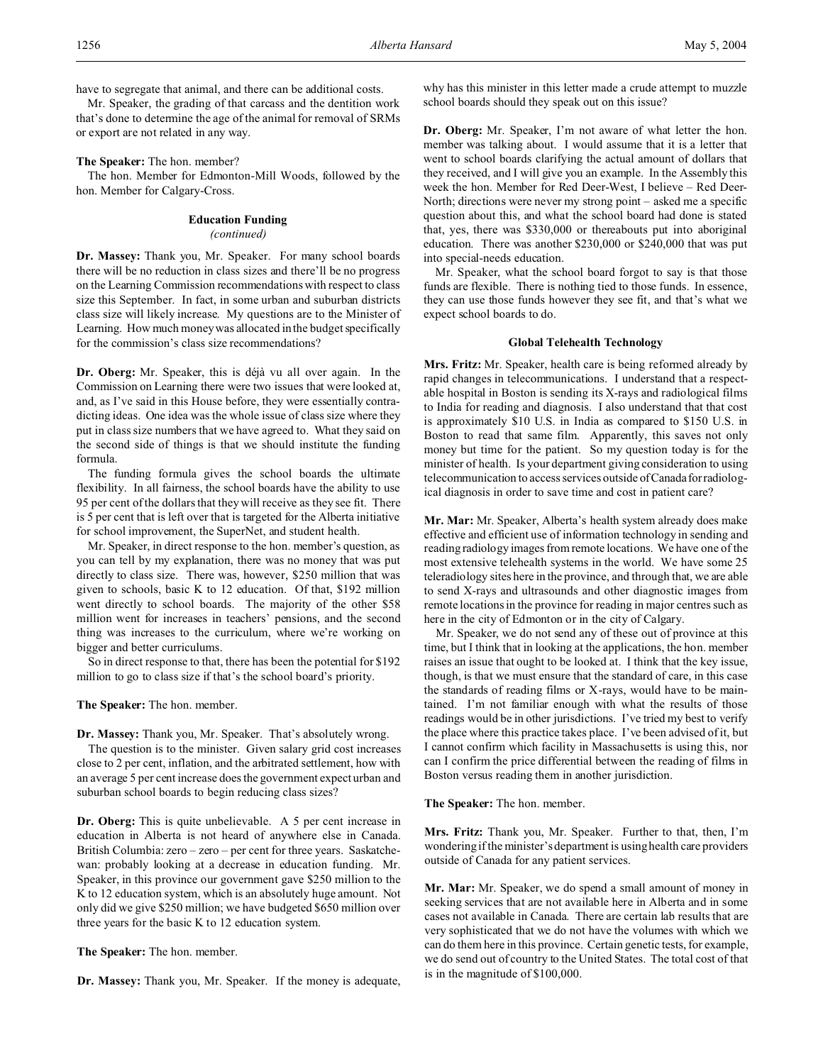have to segregate that animal, and there can be additional costs.

Mr. Speaker, the grading of that carcass and the dentition work that's done to determine the age of the animal for removal of SRMs or export are not related in any way.

**The Speaker:** The hon. member?

The hon. Member for Edmonton-Mill Woods, followed by the hon. Member for Calgary-Cross.

### Education Funding
*(continued)*

**Dr. Massey:** Thank you, Mr. Speaker. For many school boards there will be no reduction in class sizes and there'll be no progress on the Learning Commission recommendations with respect to class size this September. In fact, in some urban and suburban districts class size will likely increase. My questions are to the Minister of Learning. How much money was allocated in the budget specifically for the commission's class size recommendations?

**Dr. Oberg:** Mr. Speaker, this is déjà vu all over again. In the Commission on Learning there were two issues that were looked at, and, as I've said in this House before, they were essentially contradicting ideas. One idea was the whole issue of class size where they put in class size numbers that we have agreed to. What they said on the second side of things is that we should institute the funding formula.

The funding formula gives the school boards the ultimate flexibility. In all fairness, the school boards have the ability to use 95 per cent of the dollars that they will receive as they see fit. There is 5 per cent that is left over that is targeted for the Alberta initiative for school improvement, the SuperNet, and student health.

Mr. Speaker, in direct response to the hon. member's question, as you can tell by my explanation, there was no money that was put directly to class size. There was, however, $250 million that was given to schools, basic K to 12 education. Of that, $192 million went directly to school boards. The majority of the other $58 million went for increases in teachers' pensions, and the second thing was increases to the curriculum, where we're working on bigger and better curriculums.

So in direct response to that, there has been the potential for $192 million to go to class size if that's the school board's priority.

**The Speaker:** The hon. member.

**Dr. Massey:** Thank you, Mr. Speaker. That's absolutely wrong.

The question is to the minister. Given salary grid cost increases close to 2 per cent, inflation, and the arbitrated settlement, how with an average 5 per cent increase does the government expect urban and suburban school boards to begin reducing class sizes?

**Dr. Oberg:** This is quite unbelievable. A 5 per cent increase in education in Alberta is not heard of anywhere else in Canada. British Columbia: zero – zero – per cent for three years. Saskatchewan: probably looking at a decrease in education funding. Mr. Speaker, in this province our government gave $250 million to the K to 12 education system, which is an absolutely huge amount. Not only did we give $250 million; we have budgeted $650 million over three years for the basic K to 12 education system.

**The Speaker:** The hon. member.

**Dr. Massey:** Thank you, Mr. Speaker. If the money is adequate, why has this minister in this letter made a crude attempt to muzzle school boards should they speak out on this issue?

**Dr. Oberg:** Mr. Speaker, I'm not aware of what letter the hon. member was talking about. I would assume that it is a letter that went to school boards clarifying the actual amount of dollars that they received, and I will give you an example. In the Assembly this week the hon. Member for Red Deer-West, I believe – Red Deer-North; directions were never my strong point – asked me a specific question about this, and what the school board had done is stated that, yes, there was $330,000 or thereabouts put into aboriginal education. There was another $230,000 or $240,000 that was put into special-needs education.

Mr. Speaker, what the school board forgot to say is that those funds are flexible. There is nothing tied to those funds. In essence, they can use those funds however they see fit, and that's what we expect school boards to do.

### Global Telehealth Technology

**Mrs. Fritz:** Mr. Speaker, health care is being reformed already by rapid changes in telecommunications. I understand that a respectable hospital in Boston is sending its X-rays and radiological films to India for reading and diagnosis. I also understand that that cost is approximately $10 U.S. in India as compared to $150 U.S. in Boston to read that same film. Apparently, this saves not only money but time for the patient. So my question today is for the minister of health. Is your department giving consideration to using telecommunication to access services outside of Canada for radiological diagnosis in order to save time and cost in patient care?

**Mr. Mar:** Mr. Speaker, Alberta's health system already does make effective and efficient use of information technology in sending and reading radiology images from remote locations. We have one of the most extensive telehealth systems in the world. We have some 25 teleradiology sites here in the province, and through that, we are able to send X-rays and ultrasounds and other diagnostic images from remote locations in the province for reading in major centres such as here in the city of Edmonton or in the city of Calgary.

Mr. Speaker, we do not send any of these out of province at this time, but I think that in looking at the applications, the hon. member raises an issue that ought to be looked at. I think that the key issue, though, is that we must ensure that the standard of care, in this case the standards of reading films or X-rays, would have to be maintained. I'm not familiar enough with what the results of those readings would be in other jurisdictions. I've tried my best to verify the place where this practice takes place. I've been advised of it, but I cannot confirm which facility in Massachusetts is using this, nor can I confirm the price differential between the reading of films in Boston versus reading them in another jurisdiction.

**The Speaker:** The hon. member.

**Mrs. Fritz:** Thank you, Mr. Speaker. Further to that, then, I'm wondering if the minister's department is using health care providers outside of Canada for any patient services.

**Mr. Mar:** Mr. Speaker, we do spend a small amount of money in seeking services that are not available here in Alberta and in some cases not available in Canada. There are certain lab results that are very sophisticated that we do not have the volumes with which we can do them here in this province. Certain genetic tests, for example, we do send out of country to the United States. The total cost of that is in the magnitude of $100,000.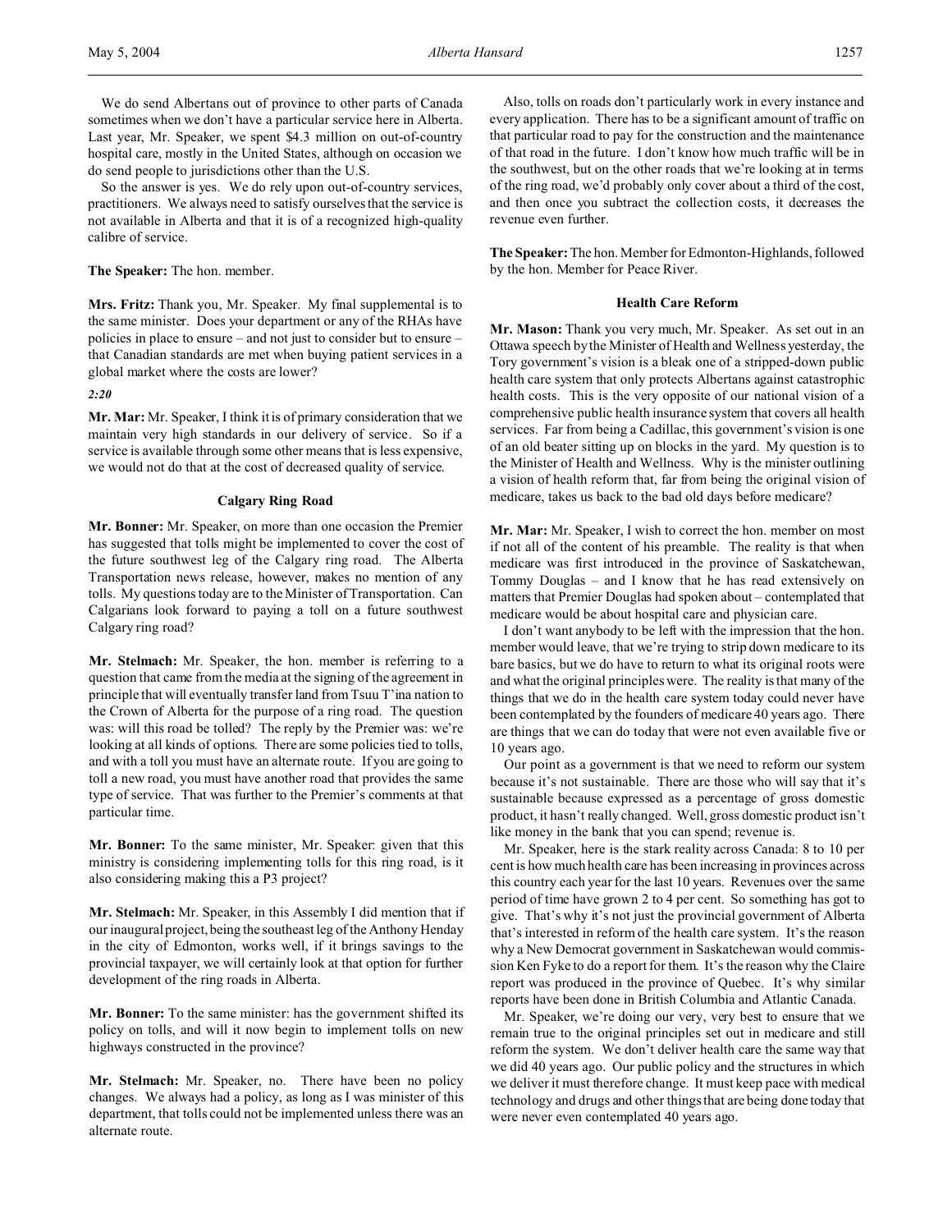We do send Albertans out of province to other parts of Canada sometimes when we don't have a particular service here in Alberta. Last year, Mr. Speaker, we spent $4.3 million on out-of-country hospital care, mostly in the United States, although on occasion we do send people to jurisdictions other than the U.S.

So the answer is yes. We do rely upon out-of-country services, practitioners. We always need to satisfy ourselves that the service is not available in Alberta and that it is of a recognized high-quality calibre of service.

**The Speaker:** The hon. member.

**Mrs. Fritz:** Thank you, Mr. Speaker. My final supplemental is to the same minister. Does your department or any of the RHAs have policies in place to ensure – and not just to consider but to ensure – that Canadian standards are met when buying patient services in a global market where the costs are lower?

*2:20*

**Mr. Mar:** Mr. Speaker, I think it is of primary consideration that we maintain very high standards in our delivery of service. So if a service is available through some other means that is less expensive, we would not do that at the cost of decreased quality of service.

### Calgary Ring Road

**Mr. Bonner:** Mr. Speaker, on more than one occasion the Premier has suggested that tolls might be implemented to cover the cost of the future southwest leg of the Calgary ring road. The Alberta Transportation news release, however, makes no mention of any tolls. My questions today are to the Minister of Transportation. Can Calgarians look forward to paying a toll on a future southwest Calgary ring road?

**Mr. Stelmach:** Mr. Speaker, the hon. member is referring to a question that came from the media at the signing of the agreement in principle that will eventually transfer land from Tsuu T'ina nation to the Crown of Alberta for the purpose of a ring road. The question was: will this road be tolled? The reply by the Premier was: we're looking at all kinds of options. There are some policies tied to tolls, and with a toll you must have an alternate route. If you are going to toll a new road, you must have another road that provides the same type of service. That was further to the Premier's comments at that particular time.

**Mr. Bonner:** To the same minister, Mr. Speaker: given that this ministry is considering implementing tolls for this ring road, is it also considering making this a P3 project?

**Mr. Stelmach:** Mr. Speaker, in this Assembly I did mention that if our inaugural project, being the southeast leg of the Anthony Henday in the city of Edmonton, works well, if it brings savings to the provincial taxpayer, we will certainly look at that option for further development of the ring roads in Alberta.

**Mr. Bonner:** To the same minister: has the government shifted its policy on tolls, and will it now begin to implement tolls on new highways constructed in the province?

**Mr. Stelmach:** Mr. Speaker, no. There have been no policy changes. We always had a policy, as long as I was minister of this department, that tolls could not be implemented unless there was an alternate route.

Also, tolls on roads don't particularly work in every instance and every application. There has to be a significant amount of traffic on that particular road to pay for the construction and the maintenance of that road in the future. I don't know how much traffic will be in the southwest, but on the other roads that we're looking at in terms of the ring road, we'd probably only cover about a third of the cost, and then once you subtract the collection costs, it decreases the revenue even further.

**The Speaker:** The hon. Member for Edmonton-Highlands, followed by the hon. Member for Peace River.

### Health Care Reform

**Mr. Mason:** Thank you very much, Mr. Speaker. As set out in an Ottawa speech by the Minister of Health and Wellness yesterday, the Tory government's vision is a bleak one of a stripped-down public health care system that only protects Albertans against catastrophic health costs. This is the very opposite of our national vision of a comprehensive public health insurance system that covers all health services. Far from being a Cadillac, this government's vision is one of an old beater sitting up on blocks in the yard. My question is to the Minister of Health and Wellness. Why is the minister outlining a vision of health reform that, far from being the original vision of medicare, takes us back to the bad old days before medicare?

**Mr. Mar:** Mr. Speaker, I wish to correct the hon. member on most if not all of the content of his preamble. The reality is that when medicare was first introduced in the province of Saskatchewan, Tommy Douglas – and I know that he has read extensively on matters that Premier Douglas had spoken about – contemplated that medicare would be about hospital care and physician care.

I don't want anybody to be left with the impression that the hon. member would leave, that we're trying to strip down medicare to its bare basics, but we do have to return to what its original roots were and what the original principles were. The reality is that many of the things that we do in the health care system today could never have been contemplated by the founders of medicare 40 years ago. There are things that we can do today that were not even available five or 10 years ago.

Our point as a government is that we need to reform our system because it's not sustainable. There are those who will say that it's sustainable because expressed as a percentage of gross domestic product, it hasn't really changed. Well, gross domestic product isn't like money in the bank that you can spend; revenue is.

Mr. Speaker, here is the stark reality across Canada: 8 to 10 per cent is how much health care has been increasing in provinces across this country each year for the last 10 years. Revenues over the same period of time have grown 2 to 4 per cent. So something has got to give. That's why it's not just the provincial government of Alberta that's interested in reform of the health care system. It's the reason why a New Democrat government in Saskatchewan would commission Ken Fyke to do a report for them. It's the reason why the Claire report was produced in the province of Quebec. It's why similar reports have been done in British Columbia and Atlantic Canada.

Mr. Speaker, we're doing our very, very best to ensure that we remain true to the original principles set out in medicare and still reform the system. We don't deliver health care the same way that we did 40 years ago. Our public policy and the structures in which we deliver it must therefore change. It must keep pace with medical technology and drugs and other things that are being done today that were never even contemplated 40 years ago.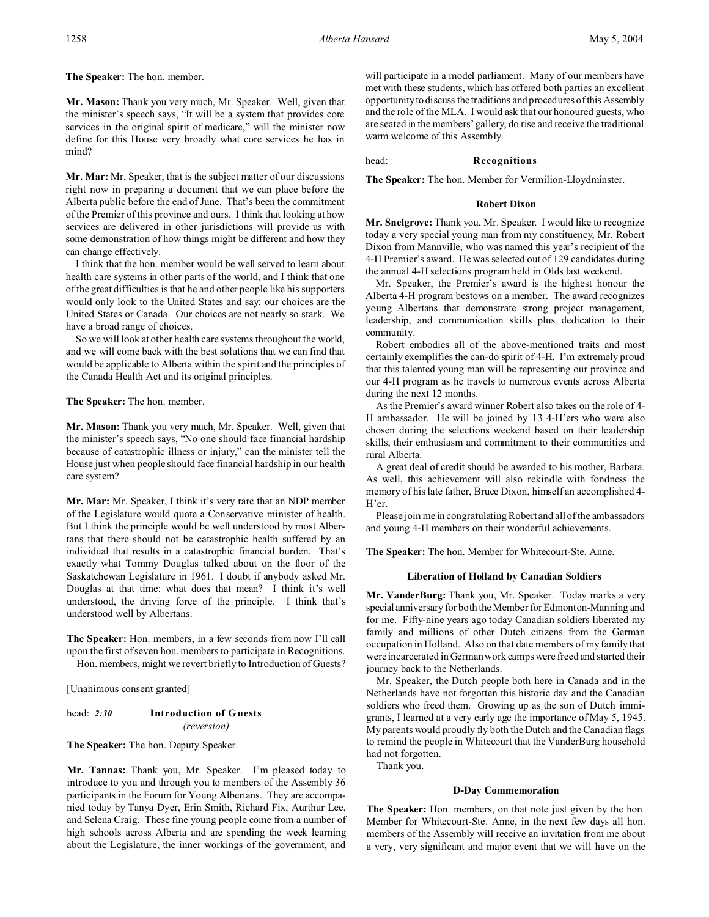**The Speaker:** The hon. member.

**Mr. Mason:** Thank you very much, Mr. Speaker. Well, given that the minister's speech says, "It will be a system that provides core services in the original spirit of medicare," will the minister now define for this House very broadly what core services he has in mind?

**Mr. Mar:** Mr. Speaker, that is the subject matter of our discussions right now in preparing a document that we can place before the Alberta public before the end of June. That's been the commitment of the Premier of this province and ours. I think that looking at how services are delivered in other jurisdictions will provide us with some demonstration of how things might be different and how they can change effectively.

I think that the hon. member would be well served to learn about health care systems in other parts of the world, and I think that one of the great difficulties is that he and other people like his supporters would only look to the United States and say: our choices are the United States or Canada. Our choices are not nearly so stark. We have a broad range of choices.

So we will look at other health care systems throughout the world, and we will come back with the best solutions that we can find that would be applicable to Alberta within the spirit and the principles of the Canada Health Act and its original principles.

**The Speaker:** The hon. member.

**Mr. Mason:** Thank you very much, Mr. Speaker. Well, given that the minister's speech says, "No one should face financial hardship because of catastrophic illness or injury," can the minister tell the House just when people should face financial hardship in our health care system?

**Mr. Mar:** Mr. Speaker, I think it's very rare that an NDP member of the Legislature would quote a Conservative minister of health. But I think the principle would be well understood by most Albertans that there should not be catastrophic health suffered by an individual that results in a catastrophic financial burden. That's exactly what Tommy Douglas talked about on the floor of the Saskatchewan Legislature in 1961. I doubt if anybody asked Mr. Douglas at that time: what does that mean? I think it's well understood, the driving force of the principle. I think that's understood well by Albertans.

**The Speaker:** Hon. members, in a few seconds from now I'll call upon the first of seven hon. members to participate in Recognitions.

Hon. members, might we revert briefly to Introduction of Guests?

[Unanimous consent granted]

head: *2:30* **Introduction of Guests**
*(reversion)*

**The Speaker:** The hon. Deputy Speaker.

**Mr. Tannas:** Thank you, Mr. Speaker. I'm pleased today to introduce to you and through you to members of the Assembly 36 participants in the Forum for Young Albertans. They are accompanied today by Tanya Dyer, Erin Smith, Richard Fix, Aurthur Lee, and Selena Craig. These fine young people come from a number of high schools across Alberta and are spending the week learning about the Legislature, the inner workings of the government, and will participate in a model parliament. Many of our members have met with these students, which has offered both parties an excellent opportunity to discuss the traditions and procedures of this Assembly and the role of the MLA. I would ask that our honoured guests, who are seated in the members' gallery, do rise and receive the traditional warm welcome of this Assembly.

head: **Recognitions**

**The Speaker:** The hon. Member for Vermilion-Lloydminster.

### Robert Dixon

**Mr. Snelgrove:** Thank you, Mr. Speaker. I would like to recognize today a very special young man from my constituency, Mr. Robert Dixon from Mannville, who was named this year's recipient of the 4-H Premier's award. He was selected out of 129 candidates during the annual 4-H selections program held in Olds last weekend.

Mr. Speaker, the Premier's award is the highest honour the Alberta 4-H program bestows on a member. The award recognizes young Albertans that demonstrate strong project management, leadership, and communication skills plus dedication to their community.

Robert embodies all of the above-mentioned traits and most certainly exemplifies the can-do spirit of 4-H. I'm extremely proud that this talented young man will be representing our province and our 4-H program as he travels to numerous events across Alberta during the next 12 months.

As the Premier's award winner Robert also takes on the role of 4-H ambassador. He will be joined by 13 4-H'ers who were also chosen during the selections weekend based on their leadership skills, their enthusiasm and commitment to their communities and rural Alberta.

A great deal of credit should be awarded to his mother, Barbara. As well, this achievement will also rekindle with fondness the memory of his late father, Bruce Dixon, himself an accomplished 4-H'er.

Please join me in congratulating Robert and all of the ambassadors and young 4-H members on their wonderful achievements.

**The Speaker:** The hon. Member for Whitecourt-Ste. Anne.

### Liberation of Holland by Canadian Soldiers

**Mr. VanderBurg:** Thank you, Mr. Speaker. Today marks a very special anniversary for both the Member for Edmonton-Manning and for me. Fifty-nine years ago today Canadian soldiers liberated my family and millions of other Dutch citizens from the German occupation in Holland. Also on that date members of my family that were incarcerated in German work camps were freed and started their journey back to the Netherlands.

Mr. Speaker, the Dutch people both here in Canada and in the Netherlands have not forgotten this historic day and the Canadian soldiers who freed them. Growing up as the son of Dutch immigrants, I learned at a very early age the importance of May 5, 1945. My parents would proudly fly both the Dutch and the Canadian flags to remind the people in Whitecourt that the VanderBurg household had not forgotten.

Thank you.

### D-Day Commemoration

**The Speaker:** Hon. members, on that note just given by the hon. Member for Whitecourt-Ste. Anne, in the next few days all hon. members of the Assembly will receive an invitation from me about a very, very significant and major event that we will have on the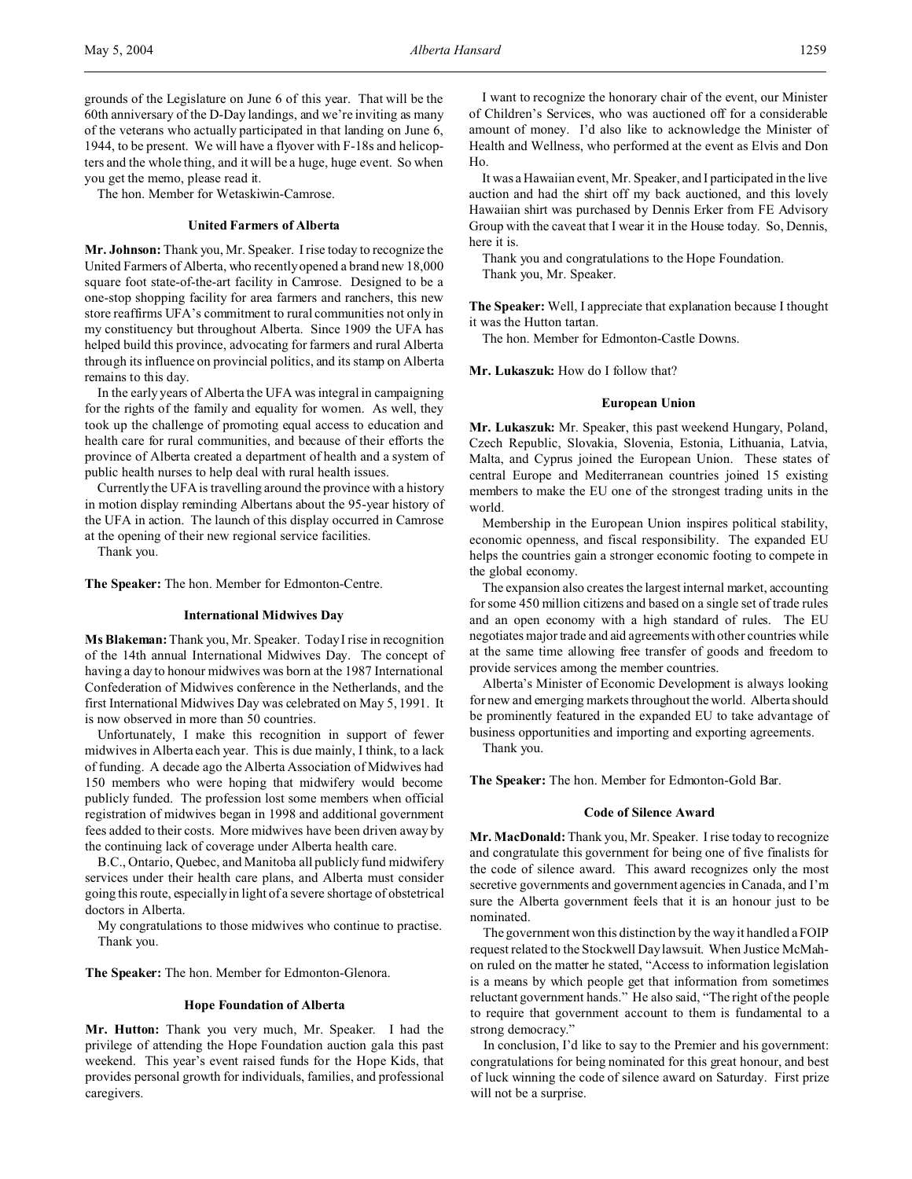grounds of the Legislature on June 6 of this year. That will be the 60th anniversary of the D-Day landings, and we're inviting as many of the veterans who actually participated in that landing on June 6, 1944, to be present. We will have a flyover with F-18s and helicopters and the whole thing, and it will be a huge, huge event. So when you get the memo, please read it.

The hon. Member for Wetaskiwin-Camrose.

### United Farmers of Alberta

**Mr. Johnson:** Thank you, Mr. Speaker. I rise today to recognize the United Farmers of Alberta, who recently opened a brand new 18,000 square foot state-of-the-art facility in Camrose. Designed to be a one-stop shopping facility for area farmers and ranchers, this new store reaffirms UFA's commitment to rural communities not only in my constituency but throughout Alberta. Since 1909 the UFA has helped build this province, advocating for farmers and rural Alberta through its influence on provincial politics, and its stamp on Alberta remains to this day.

In the early years of Alberta the UFA was integral in campaigning for the rights of the family and equality for women. As well, they took up the challenge of promoting equal access to education and health care for rural communities, and because of their efforts the province of Alberta created a department of health and a system of public health nurses to help deal with rural health issues.

Currently the UFA is travelling around the province with a history in motion display reminding Albertans about the 95-year history of the UFA in action. The launch of this display occurred in Camrose at the opening of their new regional service facilities.

Thank you.

**The Speaker:** The hon. Member for Edmonton-Centre.

### International Midwives Day

**Ms Blakeman:** Thank you, Mr. Speaker. Today I rise in recognition of the 14th annual International Midwives Day. The concept of having a day to honour midwives was born at the 1987 International Confederation of Midwives conference in the Netherlands, and the first International Midwives Day was celebrated on May 5, 1991. It is now observed in more than 50 countries.

Unfortunately, I make this recognition in support of fewer midwives in Alberta each year. This is due mainly, I think, to a lack of funding. A decade ago the Alberta Association of Midwives had 150 members who were hoping that midwifery would become publicly funded. The profession lost some members when official registration of midwives began in 1998 and additional government fees added to their costs. More midwives have been driven away by the continuing lack of coverage under Alberta health care.

B.C., Ontario, Quebec, and Manitoba all publicly fund midwifery services under their health care plans, and Alberta must consider going this route, especially in light of a severe shortage of obstetrical doctors in Alberta.

My congratulations to those midwives who continue to practise.

Thank you.

**The Speaker:** The hon. Member for Edmonton-Glenora.

### Hope Foundation of Alberta

**Mr. Hutton:** Thank you very much, Mr. Speaker. I had the privilege of attending the Hope Foundation auction gala this past weekend. This year's event raised funds for the Hope Kids, that provides personal growth for individuals, families, and professional caregivers.

I want to recognize the honorary chair of the event, our Minister of Children's Services, who was auctioned off for a considerable amount of money. I'd also like to acknowledge the Minister of Health and Wellness, who performed at the event as Elvis and Don Ho.

It was a Hawaiian event, Mr. Speaker, and I participated in the live auction and had the shirt off my back auctioned, and this lovely Hawaiian shirt was purchased by Dennis Erker from FE Advisory Group with the caveat that I wear it in the House today. So, Dennis, here it is.

Thank you and congratulations to the Hope Foundation.

Thank you, Mr. Speaker.

**The Speaker:** Well, I appreciate that explanation because I thought it was the Hutton tartan.

The hon. Member for Edmonton-Castle Downs.

**Mr. Lukaszuk:** How do I follow that?

### European Union

**Mr. Lukaszuk:** Mr. Speaker, this past weekend Hungary, Poland, Czech Republic, Slovakia, Slovenia, Estonia, Lithuania, Latvia, Malta, and Cyprus joined the European Union. These states of central Europe and Mediterranean countries joined 15 existing members to make the EU one of the strongest trading units in the world.

Membership in the European Union inspires political stability, economic openness, and fiscal responsibility. The expanded EU helps the countries gain a stronger economic footing to compete in the global economy.

The expansion also creates the largest internal market, accounting for some 450 million citizens and based on a single set of trade rules and an open economy with a high standard of rules. The EU negotiates major trade and aid agreements with other countries while at the same time allowing free transfer of goods and freedom to provide services among the member countries.

Alberta's Minister of Economic Development is always looking for new and emerging markets throughout the world. Alberta should be prominently featured in the expanded EU to take advantage of business opportunities and importing and exporting agreements.

Thank you.

**The Speaker:** The hon. Member for Edmonton-Gold Bar.

### Code of Silence Award

**Mr. MacDonald:** Thank you, Mr. Speaker. I rise today to recognize and congratulate this government for being one of five finalists for the code of silence award. This award recognizes only the most secretive governments and government agencies in Canada, and I'm sure the Alberta government feels that it is an honour just to be nominated.

The government won this distinction by the way it handled a FOIP request related to the Stockwell Day lawsuit. When Justice McMahon ruled on the matter he stated, "Access to information legislation is a means by which people get that information from sometimes reluctant government hands." He also said, "The right of the people to require that government account to them is fundamental to a strong democracy."

In conclusion, I'd like to say to the Premier and his government: congratulations for being nominated for this great honour, and best of luck winning the code of silence award on Saturday. First prize will not be a surprise.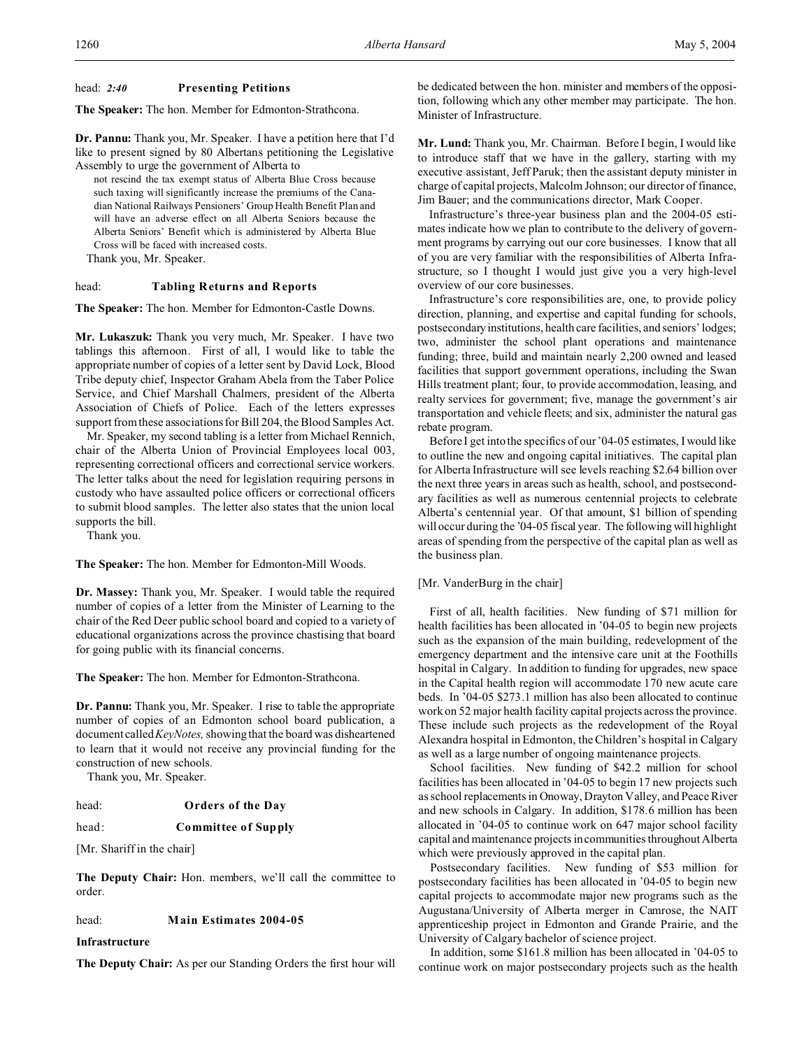head: *2:40* **Presenting Petitions**

**The Speaker:** The hon. Member for Edmonton-Strathcona.

**Dr. Pannu:** Thank you, Mr. Speaker. I have a petition here that I'd like to present signed by 80 Albertans petitioning the Legislative Assembly to urge the government of Alberta to

> not rescind the tax exempt status of Alberta Blue Cross because such taxing will significantly increase the premiums of the Canadian National Railways Pensioners' Group Health Benefit Plan and will have an adverse effect on all Alberta Seniors because the Alberta Seniors' Benefit which is administered by Alberta Blue Cross will be faced with increased costs.

Thank you, Mr. Speaker.

head: **Tabling Returns and Reports**

**The Speaker:** The hon. Member for Edmonton-Castle Downs.

**Mr. Lukaszuk:** Thank you very much, Mr. Speaker. I have two tablings this afternoon. First of all, I would like to table the appropriate number of copies of a letter sent by David Lock, Blood Tribe deputy chief, Inspector Graham Abela from the Taber Police Service, and Chief Marshall Chalmers, president of the Alberta Association of Chiefs of Police. Each of the letters expresses support from these associations for Bill 204, the Blood Samples Act.

Mr. Speaker, my second tabling is a letter from Michael Rennich, chair of the Alberta Union of Provincial Employees local 003, representing correctional officers and correctional service workers. The letter talks about the need for legislation requiring persons in custody who have assaulted police officers or correctional officers to submit blood samples. The letter also states that the union local supports the bill.

Thank you.

**The Speaker:** The hon. Member for Edmonton-Mill Woods.

**Dr. Massey:** Thank you, Mr. Speaker. I would table the required number of copies of a letter from the Minister of Learning to the chair of the Red Deer public school board and copied to a variety of educational organizations across the province chastising that board for going public with its financial concerns.

**The Speaker:** The hon. Member for Edmonton-Strathcona.

**Dr. Pannu:** Thank you, Mr. Speaker. I rise to table the appropriate number of copies of an Edmonton school board publication, a document called *KeyNotes,* showing that the board was disheartened to learn that it would not receive any provincial funding for the construction of new schools.

Thank you, Mr. Speaker.

head: **Orders of the Day**

head: **Committee of Supply**

[Mr. Shariff in the chair]

**The Deputy Chair:** Hon. members, we'll call the committee to order.

head: **Main Estimates 2004-05**

**Infrastructure**

**The Deputy Chair:** As per our Standing Orders the first hour will be dedicated between the hon. minister and members of the opposition, following which any other member may participate. The hon. Minister of Infrastructure.

**Mr. Lund:** Thank you, Mr. Chairman. Before I begin, I would like to introduce staff that we have in the gallery, starting with my executive assistant, Jeff Paruk; then the assistant deputy minister in charge of capital projects, Malcolm Johnson; our director of finance, Jim Bauer; and the communications director, Mark Cooper.

Infrastructure's three-year business plan and the 2004-05 estimates indicate how we plan to contribute to the delivery of government programs by carrying out our core businesses. I know that all of you are very familiar with the responsibilities of Alberta Infrastructure, so I thought I would just give you a very high-level overview of our core businesses.

Infrastructure's core responsibilities are, one, to provide policy direction, planning, and expertise and capital funding for schools, postsecondary institutions, health care facilities, and seniors' lodges; two, administer the school plant operations and maintenance funding; three, build and maintain nearly 2,200 owned and leased facilities that support government operations, including the Swan Hills treatment plant; four, to provide accommodation, leasing, and realty services for government; five, manage the government's air transportation and vehicle fleets; and six, administer the natural gas rebate program.

Before I get into the specifics of our '04-05 estimates, I would like to outline the new and ongoing capital initiatives. The capital plan for Alberta Infrastructure will see levels reaching $2.64 billion over the next three years in areas such as health, school, and postsecondary facilities as well as numerous centennial projects to celebrate Alberta's centennial year. Of that amount, $1 billion of spending will occur during the '04-05 fiscal year. The following will highlight areas of spending from the perspective of the capital plan as well as the business plan.

[Mr. VanderBurg in the chair]

First of all, health facilities. New funding of $71 million for health facilities has been allocated in '04-05 to begin new projects such as the expansion of the main building, redevelopment of the emergency department and the intensive care unit at the Foothills hospital in Calgary. In addition to funding for upgrades, new space in the Capital health region will accommodate 170 new acute care beds. In '04-05 $273.1 million has also been allocated to continue work on 52 major health facility capital projects across the province. These include such projects as the redevelopment of the Royal Alexandra hospital in Edmonton, the Children's hospital in Calgary as well as a large number of ongoing maintenance projects.

School facilities. New funding of $42.2 million for school facilities has been allocated in '04-05 to begin 17 new projects such as school replacements in Onoway, Drayton Valley, and Peace River and new schools in Calgary. In addition, $178.6 million has been allocated in '04-05 to continue work on 647 major school facility capital and maintenance projects in communities throughout Alberta which were previously approved in the capital plan.

Postsecondary facilities. New funding of $53 million for postsecondary facilities has been allocated in '04-05 to begin new capital projects to accommodate major new programs such as the Augustana/University of Alberta merger in Camrose, the NAIT apprenticeship project in Edmonton and Grande Prairie, and the University of Calgary bachelor of science project.

In addition, some $161.8 million has been allocated in '04-05 to continue work on major postsecondary projects such as the health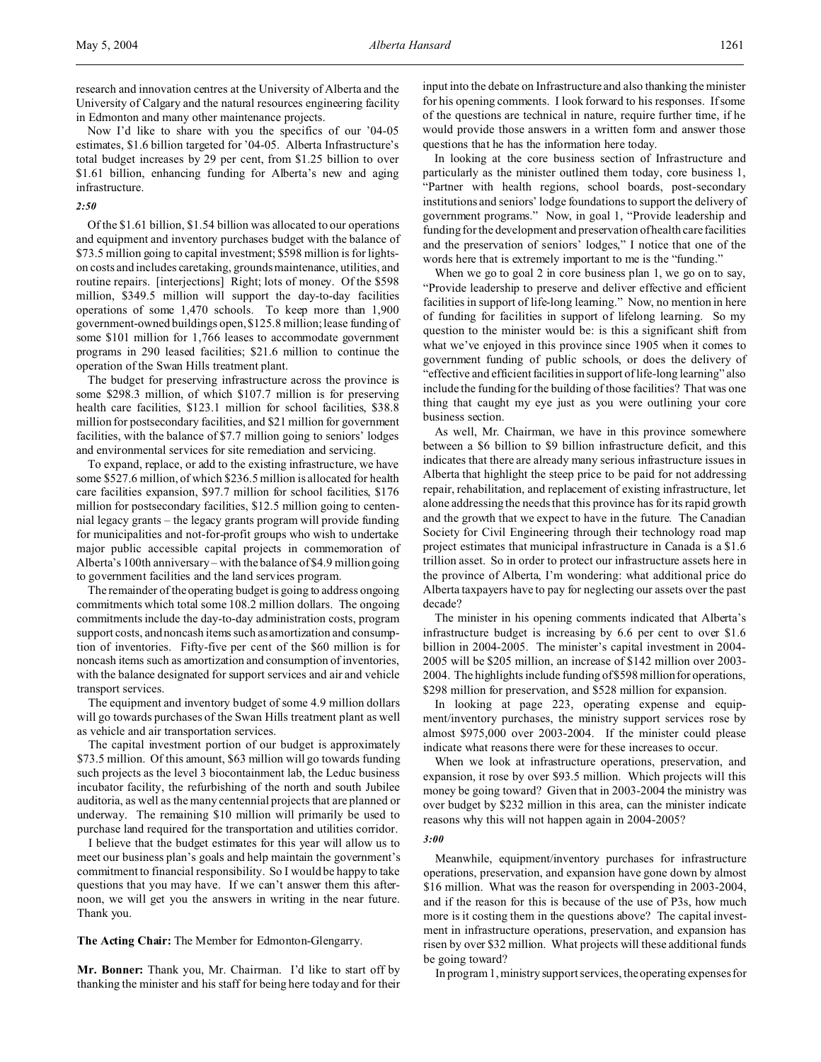research and innovation centres at the University of Alberta and the University of Calgary and the natural resources engineering facility in Edmonton and many other maintenance projects.

Now I'd like to share with you the specifics of our '04-05 estimates, $1.6 billion targeted for '04-05. Alberta Infrastructure's total budget increases by 29 per cent, from $1.25 billion to over $1.61 billion, enhancing funding for Alberta's new and aging infrastructure.

*2:50*

Of the $1.61 billion, $1.54 billion was allocated to our operations and equipment and inventory purchases budget with the balance of $73.5 million going to capital investment; $598 million is for lights-on costs and includes caretaking, grounds maintenance, utilities, and routine repairs. [interjections] Right; lots of money. Of the $598 million, $349.5 million will support the day-to-day facilities operations of some 1,470 schools. To keep more than 1,900 government-owned buildings open, $125.8 million; lease funding of some $101 million for 1,766 leases to accommodate government programs in 290 leased facilities; $21.6 million to continue the operation of the Swan Hills treatment plant.

The budget for preserving infrastructure across the province is some $298.3 million, of which $107.7 million is for preserving health care facilities, $123.1 million for school facilities, $38.8 million for postsecondary facilities, and $21 million for government facilities, with the balance of $7.7 million going to seniors' lodges and environmental services for site remediation and servicing.

To expand, replace, or add to the existing infrastructure, we have some $527.6 million, of which $236.5 million is allocated for health care facilities expansion, $97.7 million for school facilities, $176 million for postsecondary facilities, $12.5 million going to centennial legacy grants – the legacy grants program will provide funding for municipalities and not-for-profit groups who wish to undertake major public accessible capital projects in commemoration of Alberta's 100th anniversary – with the balance of $4.9 million going to government facilities and the land services program.

The remainder of the operating budget is going to address ongoing commitments which total some 108.2 million dollars. The ongoing commitments include the day-to-day administration costs, program support costs, and noncash items such as amortization and consumption of inventories. Fifty-five per cent of the $60 million is for noncash items such as amortization and consumption of inventories, with the balance designated for support services and air and vehicle transport services.

The equipment and inventory budget of some 4.9 million dollars will go towards purchases of the Swan Hills treatment plant as well as vehicle and air transportation services.

The capital investment portion of our budget is approximately $73.5 million. Of this amount, $63 million will go towards funding such projects as the level 3 biocontainment lab, the Leduc business incubator facility, the refurbishing of the north and south Jubilee auditoria, as well as the many centennial projects that are planned or underway. The remaining $10 million will primarily be used to purchase land required for the transportation and utilities corridor.

I believe that the budget estimates for this year will allow us to meet our business plan's goals and help maintain the government's commitment to financial responsibility. So I would be happy to take questions that you may have. If we can't answer them this afternoon, we will get you the answers in writing in the near future. Thank you.

**The Acting Chair:** The Member for Edmonton-Glengarry.

**Mr. Bonner:** Thank you, Mr. Chairman. I'd like to start off by thanking the minister and his staff for being here today and for their input into the debate on Infrastructure and also thanking the minister for his opening comments. I look forward to his responses. If some of the questions are technical in nature, require further time, if he would provide those answers in a written form and answer those questions that he has the information here today.

In looking at the core business section of Infrastructure and particularly as the minister outlined them today, core business 1, "Partner with health regions, school boards, post-secondary institutions and seniors' lodge foundations to support the delivery of government programs." Now, in goal 1, "Provide leadership and funding for the development and preservation of health care facilities and the preservation of seniors' lodges," I notice that one of the words here that is extremely important to me is the "funding."

When we go to goal 2 in core business plan 1, we go on to say, "Provide leadership to preserve and deliver effective and efficient facilities in support of life-long learning." Now, no mention in here of funding for facilities in support of lifelong learning. So my question to the minister would be: is this a significant shift from what we've enjoyed in this province since 1905 when it comes to government funding of public schools, or does the delivery of "effective and efficient facilities in support of life-long learning" also include the funding for the building of those facilities? That was one thing that caught my eye just as you were outlining your core business section.

As well, Mr. Chairman, we have in this province somewhere between a $6 billion to $9 billion infrastructure deficit, and this indicates that there are already many serious infrastructure issues in Alberta that highlight the steep price to be paid for not addressing repair, rehabilitation, and replacement of existing infrastructure, let alone addressing the needs that this province has for its rapid growth and the growth that we expect to have in the future. The Canadian Society for Civil Engineering through their technology road map project estimates that municipal infrastructure in Canada is a $1.6 trillion asset. So in order to protect our infrastructure assets here in the province of Alberta, I'm wondering: what additional price do Alberta taxpayers have to pay for neglecting our assets over the past decade?

The minister in his opening comments indicated that Alberta's infrastructure budget is increasing by 6.6 per cent to over $1.6 billion in 2004-2005. The minister's capital investment in 2004-2005 will be $205 million, an increase of $142 million over 2003-2004. The highlights include funding of $598 million for operations, $298 million for preservation, and $528 million for expansion.

In looking at page 223, operating expense and equipment/inventory purchases, the ministry support services rose by almost $975,000 over 2003-2004. If the minister could please indicate what reasons there were for these increases to occur.

When we look at infrastructure operations, preservation, and expansion, it rose by over $93.5 million. Which projects will this money be going toward? Given that in 2003-2004 the ministry was over budget by $232 million in this area, can the minister indicate reasons why this will not happen again in 2004-2005?

*3:00*

Meanwhile, equipment/inventory purchases for infrastructure operations, preservation, and expansion have gone down by almost $16 million. What was the reason for overspending in 2003-2004, and if the reason for this is because of the use of P3s, how much more is it costing them in the questions above? The capital investment in infrastructure operations, preservation, and expansion has risen by over $32 million. What projects will these additional funds be going toward?

In program 1, ministry support services, the operating expenses for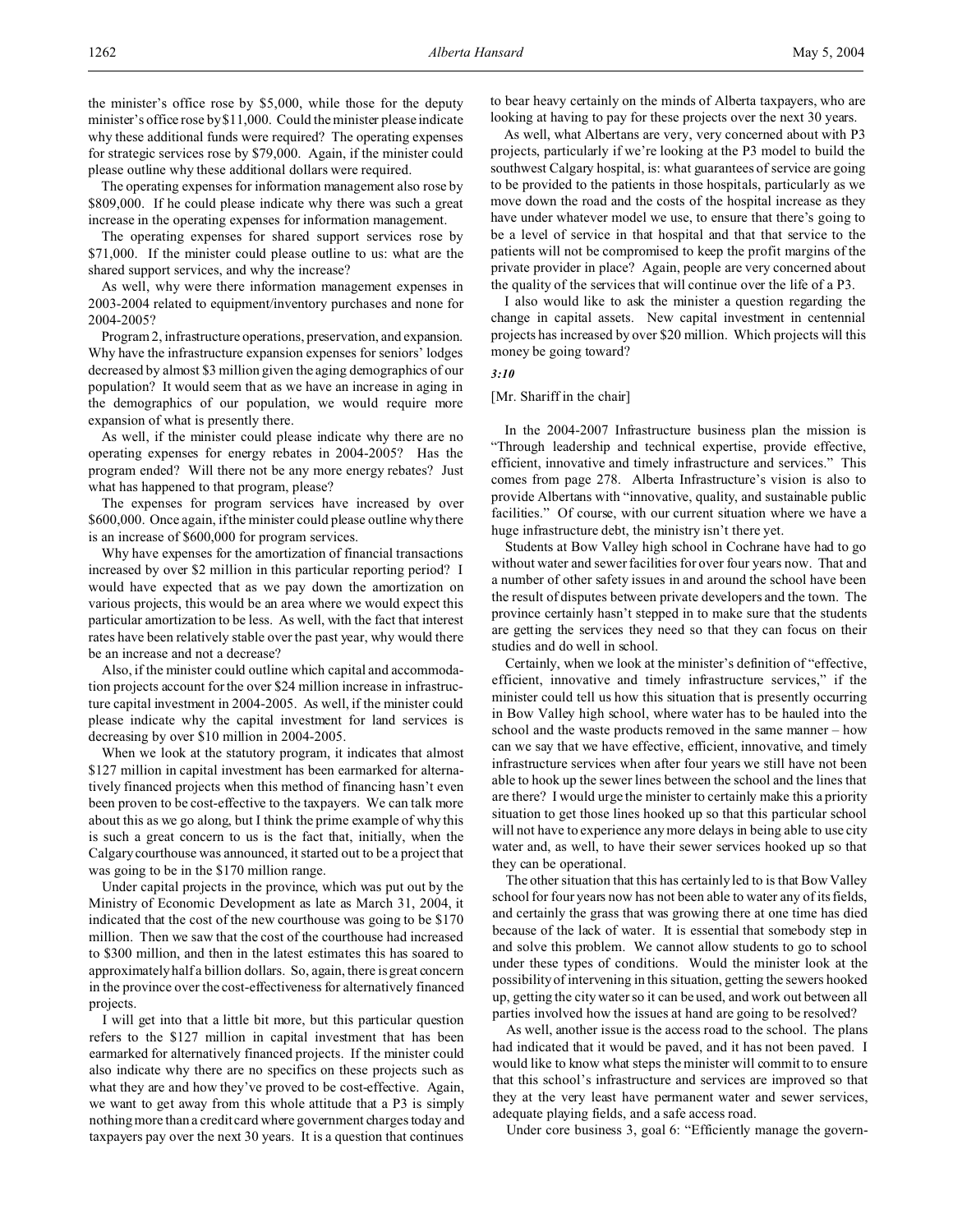the minister's office rose by $5,000, while those for the deputy minister's office rose by $11,000. Could the minister please indicate why these additional funds were required? The operating expenses for strategic services rose by $79,000. Again, if the minister could please outline why these additional dollars were required.

The operating expenses for information management also rose by $809,000. If he could please indicate why there was such a great increase in the operating expenses for information management.

The operating expenses for shared support services rose by $71,000. If the minister could please outline to us: what are the shared support services, and why the increase?

As well, why were there information management expenses in 2003-2004 related to equipment/inventory purchases and none for 2004-2005?

Program 2, infrastructure operations, preservation, and expansion. Why have the infrastructure expansion expenses for seniors' lodges decreased by almost $3 million given the aging demographics of our population? It would seem that as we have an increase in aging in the demographics of our population, we would require more expansion of what is presently there.

As well, if the minister could please indicate why there are no operating expenses for energy rebates in 2004-2005? Has the program ended? Will there not be any more energy rebates? Just what has happened to that program, please?

The expenses for program services have increased by over $600,000. Once again, if the minister could please outline why there is an increase of $600,000 for program services.

Why have expenses for the amortization of financial transactions increased by over $2 million in this particular reporting period? I would have expected that as we pay down the amortization on various projects, this would be an area where we would expect this particular amortization to be less. As well, with the fact that interest rates have been relatively stable over the past year, why would there be an increase and not a decrease?

Also, if the minister could outline which capital and accommodation projects account for the over $24 million increase in infrastructure capital investment in 2004-2005. As well, if the minister could please indicate why the capital investment for land services is decreasing by over $10 million in 2004-2005.

When we look at the statutory program, it indicates that almost $127 million in capital investment has been earmarked for alternatively financed projects when this method of financing hasn't even been proven to be cost-effective to the taxpayers. We can talk more about this as we go along, but I think the prime example of why this is such a great concern to us is the fact that, initially, when the Calgary courthouse was announced, it started out to be a project that was going to be in the $170 million range.

Under capital projects in the province, which was put out by the Ministry of Economic Development as late as March 31, 2004, it indicated that the cost of the new courthouse was going to be $170 million. Then we saw that the cost of the courthouse had increased to $300 million, and then in the latest estimates this has soared to approximately half a billion dollars. So, again, there is great concern in the province over the cost-effectiveness for alternatively financed projects.

I will get into that a little bit more, but this particular question refers to the $127 million in capital investment that has been earmarked for alternatively financed projects. If the minister could also indicate why there are no specifics on these projects such as what they are and how they've proved to be cost-effective. Again, we want to get away from this whole attitude that a P3 is simply nothing more than a credit card where government charges today and taxpayers pay over the next 30 years. It is a question that continues to bear heavy certainly on the minds of Alberta taxpayers, who are looking at having to pay for these projects over the next 30 years.

As well, what Albertans are very, very concerned about with P3 projects, particularly if we're looking at the P3 model to build the southwest Calgary hospital, is: what guarantees of service are going to be provided to the patients in those hospitals, particularly as we move down the road and the costs of the hospital increase as they have under whatever model we use, to ensure that there's going to be a level of service in that hospital and that that service to the patients will not be compromised to keep the profit margins of the private provider in place? Again, people are very concerned about the quality of the services that will continue over the life of a P3.

I also would like to ask the minister a question regarding the change in capital assets. New capital investment in centennial projects has increased by over $20 million. Which projects will this money be going toward?

*3:10*

[Mr. Shariff in the chair]

In the 2004-2007 Infrastructure business plan the mission is "Through leadership and technical expertise, provide effective, efficient, innovative and timely infrastructure and services." This comes from page 278. Alberta Infrastructure's vision is also to provide Albertans with "innovative, quality, and sustainable public facilities." Of course, with our current situation where we have a huge infrastructure debt, the ministry isn't there yet.

Students at Bow Valley high school in Cochrane have had to go without water and sewer facilities for over four years now. That and a number of other safety issues in and around the school have been the result of disputes between private developers and the town. The province certainly hasn't stepped in to make sure that the students are getting the services they need so that they can focus on their studies and do well in school.

Certainly, when we look at the minister's definition of "effective, efficient, innovative and timely infrastructure services," if the minister could tell us how this situation that is presently occurring in Bow Valley high school, where water has to be hauled into the school and the waste products removed in the same manner – how can we say that we have effective, efficient, innovative, and timely infrastructure services when after four years we still have not been able to hook up the sewer lines between the school and the lines that are there? I would urge the minister to certainly make this a priority situation to get those lines hooked up so that this particular school will not have to experience any more delays in being able to use city water and, as well, to have their sewer services hooked up so that they can be operational.

The other situation that this has certainly led to is that Bow Valley school for four years now has not been able to water any of its fields, and certainly the grass that was growing there at one time has died because of the lack of water. It is essential that somebody step in and solve this problem. We cannot allow students to go to school under these types of conditions. Would the minister look at the possibility of intervening in this situation, getting the sewers hooked up, getting the city water so it can be used, and work out between all parties involved how the issues at hand are going to be resolved?

As well, another issue is the access road to the school. The plans had indicated that it would be paved, and it has not been paved. I would like to know what steps the minister will commit to to ensure that this school's infrastructure and services are improved so that they at the very least have permanent water and sewer services, adequate playing fields, and a safe access road.

Under core business 3, goal 6: "Efficiently manage the govern-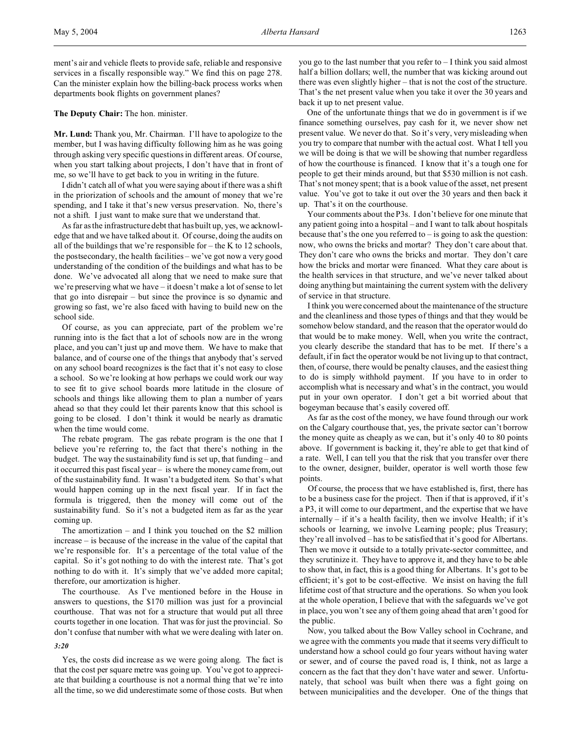ment's air and vehicle fleets to provide safe, reliable and responsive services in a fiscally responsible way." We find this on page 278. Can the minister explain how the billing-back process works when departments book flights on government planes?

**The Deputy Chair:** The hon. minister.

**Mr. Lund:** Thank you, Mr. Chairman. I'll have to apologize to the member, but I was having difficulty following him as he was going through asking very specific questions in different areas. Of course, when you start talking about projects, I don't have that in front of me, so we'll have to get back to you in writing in the future.

I didn't catch all of what you were saying about if there was a shift in the priorization of schools and the amount of money that we're spending, and I take it that's new versus preservation. No, there's not a shift. I just want to make sure that we understand that.

As far as the infrastructure debt that has built up, yes, we acknowledge that and we have talked about it. Of course, doing the audits on all of the buildings that we're responsible for – the K to 12 schools, the postsecondary, the health facilities – we've got now a very good understanding of the condition of the buildings and what has to be done. We've advocated all along that we need to make sure that we're preserving what we have – it doesn't make a lot of sense to let that go into disrepair – but since the province is so dynamic and growing so fast, we're also faced with having to build new on the school side.

Of course, as you can appreciate, part of the problem we're running into is the fact that a lot of schools now are in the wrong place, and you can't just up and move them. We have to make that balance, and of course one of the things that anybody that's served on any school board recognizes is the fact that it's not easy to close a school. So we're looking at how perhaps we could work our way to see fit to give school boards more latitude in the closure of schools and things like allowing them to plan a number of years ahead so that they could let their parents know that this school is going to be closed. I don't think it would be nearly as dramatic when the time would come.

The rebate program. The gas rebate program is the one that I believe you're referring to, the fact that there's nothing in the budget. The way the sustainability fund is set up, that funding – and it occurred this past fiscal year – is where the money came from, out of the sustainability fund. It wasn't a budgeted item. So that's what would happen coming up in the next fiscal year. If in fact the formula is triggered, then the money will come out of the sustainability fund. So it's not a budgeted item as far as the year coming up.

The amortization – and I think you touched on the $2 million increase – is because of the increase in the value of the capital that we're responsible for. It's a percentage of the total value of the capital. So it's got nothing to do with the interest rate. That's got nothing to do with it. It's simply that we've added more capital; therefore, our amortization is higher.

The courthouse. As I've mentioned before in the House in answers to questions, the $170 million was just for a provincial courthouse. That was not for a structure that would put all three courts together in one location. That was for just the provincial. So don't confuse that number with what we were dealing with later on.

*3:20*

Yes, the costs did increase as we were going along. The fact is that the cost per square metre was going up. You've got to appreciate that building a courthouse is not a normal thing that we're into all the time, so we did underestimate some of those costs. But when you go to the last number that you refer to – I think you said almost half a billion dollars; well, the number that was kicking around out there was even slightly higher – that is not the cost of the structure. That's the net present value when you take it over the 30 years and back it up to net present value.

One of the unfortunate things that we do in government is if we finance something ourselves, pay cash for it, we never show net present value. We never do that. So it's very, very misleading when you try to compare that number with the actual cost. What I tell you we will be doing is that we will be showing that number regardless of how the courthouse is financed. I know that it's a tough one for people to get their minds around, but that $530 million is not cash. That's not money spent; that is a book value of the asset, net present value. You've got to take it out over the 30 years and then back it up. That's it on the courthouse.

Your comments about the P3s. I don't believe for one minute that any patient going into a hospital – and I want to talk about hospitals because that's the one you referred to – is going to ask the question: now, who owns the bricks and mortar? They don't care about that. They don't care who owns the bricks and mortar. They don't care how the bricks and mortar were financed. What they care about is the health services in that structure, and we've never talked about doing anything but maintaining the current system with the delivery of service in that structure.

I think you were concerned about the maintenance of the structure and the cleanliness and those types of things and that they would be somehow below standard, and the reason that the operator would do that would be to make money. Well, when you write the contract, you clearly describe the standard that has to be met. If there's a default, if in fact the operator would be not living up to that contract, then, of course, there would be penalty clauses, and the easiest thing to do is simply withhold payment. If you have to in order to accomplish what is necessary and what's in the contract, you would put in your own operator. I don't get a bit worried about that bogeyman because that's easily covered off.

As far as the cost of the money, we have found through our work on the Calgary courthouse that, yes, the private sector can't borrow the money quite as cheaply as we can, but it's only 40 to 80 points above. If government is backing it, they're able to get that kind of a rate. Well, I can tell you that the risk that you transfer over there to the owner, designer, builder, operator is well worth those few points.

Of course, the process that we have established is, first, there has to be a business case for the project. Then if that is approved, if it's a P3, it will come to our department, and the expertise that we have internally – if it's a health facility, then we involve Health; if it's schools or learning, we involve Learning people; plus Treasury; they're all involved – has to be satisfied that it's good for Albertans. Then we move it outside to a totally private-sector committee, and they scrutinize it. They have to approve it, and they have to be able to show that, in fact, this is a good thing for Albertans. It's got to be efficient; it's got to be cost-effective. We insist on having the full lifetime cost of that structure and the operations. So when you look at the whole operation, I believe that with the safeguards we've got in place, you won't see any of them going ahead that aren't good for the public.

Now, you talked about the Bow Valley school in Cochrane, and we agree with the comments you made that it seems very difficult to understand how a school could go four years without having water or sewer, and of course the paved road is, I think, not as large a concern as the fact that they don't have water and sewer. Unfortunately, that school was built when there was a fight going on between municipalities and the developer. One of the things that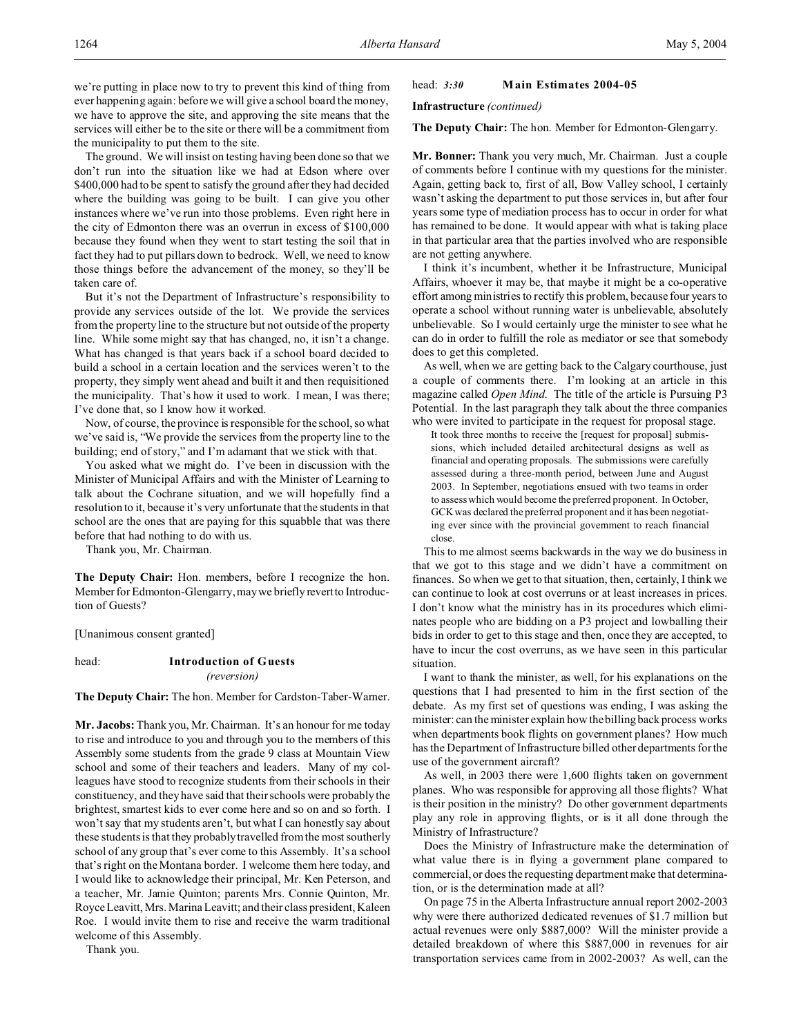we're putting in place now to try to prevent this kind of thing from ever happening again: before we will give a school board the money, we have to approve the site, and approving the site means that the services will either be to the site or there will be a commitment from the municipality to put them to the site.

The ground. We will insist on testing having been done so that we don't run into the situation like we had at Edson where over $400,000 had to be spent to satisfy the ground after they had decided where the building was going to be built. I can give you other instances where we've run into those problems. Even right here in the city of Edmonton there was an overrun in excess of $100,000 because they found when they went to start testing the soil that in fact they had to put pillars down to bedrock. Well, we need to know those things before the advancement of the money, so they'll be taken care of.

But it's not the Department of Infrastructure's responsibility to provide any services outside of the lot. We provide the services from the property line to the structure but not outside of the property line. While some might say that has changed, no, it isn't a change. What has changed is that years back if a school board decided to build a school in a certain location and the services weren't to the property, they simply went ahead and built it and then requisitioned the municipality. That's how it used to work. I mean, I was there; I've done that, so I know how it worked.

Now, of course, the province is responsible for the school, so what we've said is, "We provide the services from the property line to the building; end of story," and I'm adamant that we stick with that.

You asked what we might do. I've been in discussion with the Minister of Municipal Affairs and with the Minister of Learning to talk about the Cochrane situation, and we will hopefully find a resolution to it, because it's very unfortunate that the students in that school are the ones that are paying for this squabble that was there before that had nothing to do with us.

Thank you, Mr. Chairman.

**The Deputy Chair:** Hon. members, before I recognize the hon. Member for Edmonton-Glengarry, may we briefly revert to Introduction of Guests?

[Unanimous consent granted]

head: **Introduction of Guests**
*(reversion)*

**The Deputy Chair:** The hon. Member for Cardston-Taber-Warner.

**Mr. Jacobs:** Thank you, Mr. Chairman. It's an honour for me today to rise and introduce to you and through you to the members of this Assembly some students from the grade 9 class at Mountain View school and some of their teachers and leaders. Many of my colleagues have stood to recognize students from their schools in their constituency, and they have said that their schools were probably the brightest, smartest kids to ever come here and so on and so forth. I won't say that my students aren't, but what I can honestly say about these students is that they probably travelled from the most southerly school of any group that's ever come to this Assembly. It's a school that's right on the Montana border. I welcome them here today, and I would like to acknowledge their principal, Mr. Ken Peterson, and a teacher, Mr. Jamie Quinton; parents Mrs. Connie Quinton, Mr. Royce Leavitt, Mrs. Marina Leavitt; and their class president, Kaleen Roe. I would invite them to rise and receive the warm traditional welcome of this Assembly.

Thank you.

head: *3:30* **Main Estimates 2004-05**

**Infrastructure** *(continued)*

**The Deputy Chair:** The hon. Member for Edmonton-Glengarry.

**Mr. Bonner:** Thank you very much, Mr. Chairman. Just a couple of comments before I continue with my questions for the minister. Again, getting back to, first of all, Bow Valley school, I certainly wasn't asking the department to put those services in, but after four years some type of mediation process has to occur in order for what has remained to be done. It would appear with what is taking place in that particular area that the parties involved who are responsible are not getting anywhere.

I think it's incumbent, whether it be Infrastructure, Municipal Affairs, whoever it may be, that maybe it might be a co-operative effort among ministries to rectify this problem, because four years to operate a school without running water is unbelievable, absolutely unbelievable. So I would certainly urge the minister to see what he can do in order to fulfill the role as mediator or see that somebody does to get this completed.

As well, when we are getting back to the Calgary courthouse, just a couple of comments there. I'm looking at an article in this magazine called *Open Mind*. The title of the article is Pursuing P3 Potential. In the last paragraph they talk about the three companies who were invited to participate in the request for proposal stage.

> It took three months to receive the [request for proposal] submissions, which included detailed architectural designs as well as financial and operating proposals. The submissions were carefully assessed during a three-month period, between June and August 2003. In September, negotiations ensued with two teams in order to assess which would become the preferred proponent. In October, GCK was declared the preferred proponent and it has been negotiating ever since with the provincial government to reach financial close.

This to me almost seems backwards in the way we do business in that we got to this stage and we didn't have a commitment on finances. So when we get to that situation, then, certainly, I think we can continue to look at cost overruns or at least increases in prices. I don't know what the ministry has in its procedures which eliminates people who are bidding on a P3 project and lowballing their bids in order to get to this stage and then, once they are accepted, to have to incur the cost overruns, as we have seen in this particular situation.

I want to thank the minister, as well, for his explanations on the questions that I had presented to him in the first section of the debate. As my first set of questions was ending, I was asking the minister: can the minister explain how the billing back process works when departments book flights on government planes? How much has the Department of Infrastructure billed other departments for the use of the government aircraft?

As well, in 2003 there were 1,600 flights taken on government planes. Who was responsible for approving all those flights? What is their position in the ministry? Do other government departments play any role in approving flights, or is it all done through the Ministry of Infrastructure?

Does the Ministry of Infrastructure make the determination of what value there is in flying a government plane compared to commercial, or does the requesting department make that determination, or is the determination made at all?

On page 75 in the Alberta Infrastructure annual report 2002-2003 why were there authorized dedicated revenues of $1.7 million but actual revenues were only $887,000? Will the minister provide a detailed breakdown of where this $887,000 in revenues for air transportation services came from in 2002-2003? As well, can the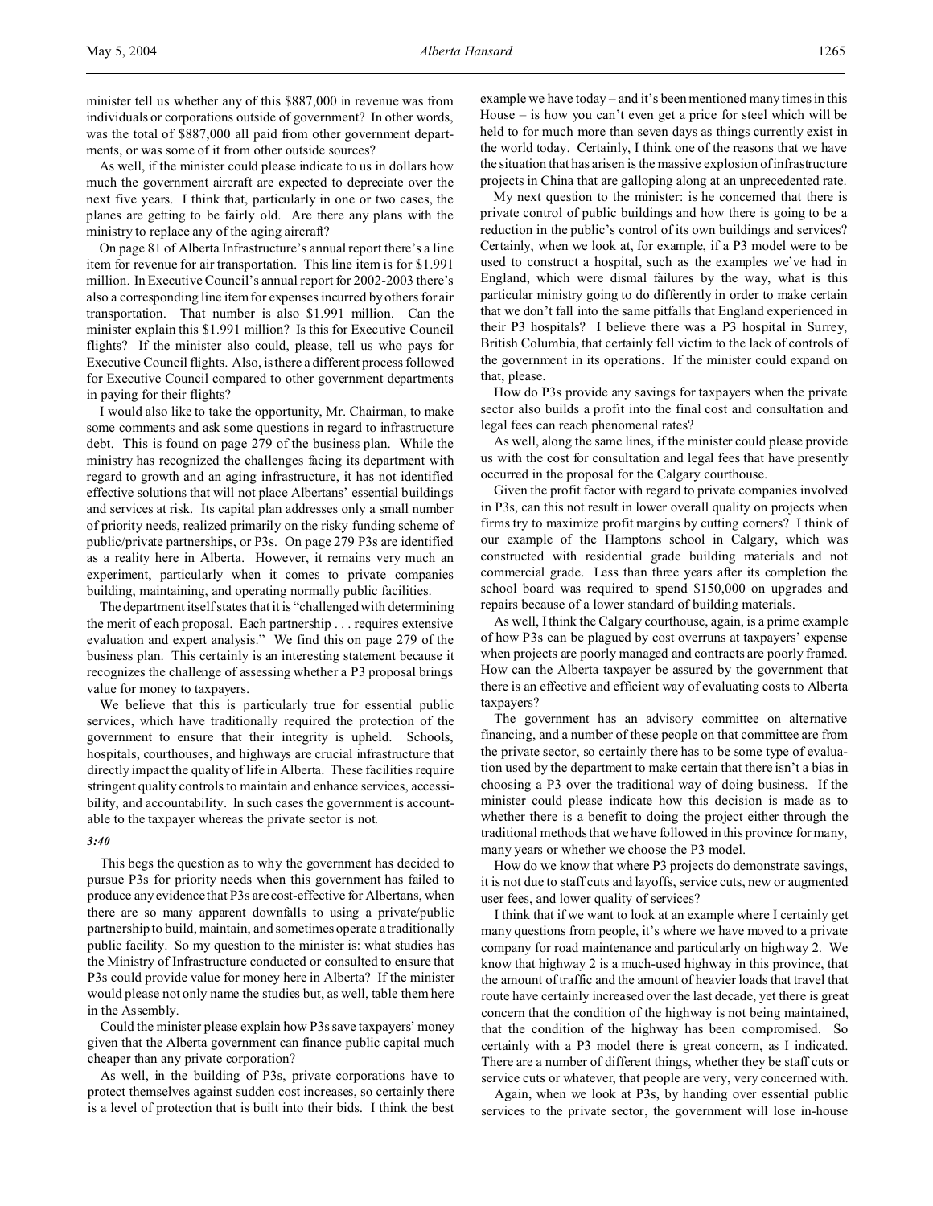minister tell us whether any of this $887,000 in revenue was from individuals or corporations outside of government? In other words, was the total of $887,000 all paid from other government departments, or was some of it from other outside sources?

As well, if the minister could please indicate to us in dollars how much the government aircraft are expected to depreciate over the next five years. I think that, particularly in one or two cases, the planes are getting to be fairly old. Are there any plans with the ministry to replace any of the aging aircraft?

On page 81 of Alberta Infrastructure's annual report there's a line item for revenue for air transportation. This line item is for $1.991 million. In Executive Council's annual report for 2002-2003 there's also a corresponding line item for expenses incurred by others for air transportation. That number is also $1.991 million. Can the minister explain this $1.991 million? Is this for Executive Council flights? If the minister also could, please, tell us who pays for Executive Council flights. Also, is there a different process followed for Executive Council compared to other government departments in paying for their flights?

I would also like to take the opportunity, Mr. Chairman, to make some comments and ask some questions in regard to infrastructure debt. This is found on page 279 of the business plan. While the ministry has recognized the challenges facing its department with regard to growth and an aging infrastructure, it has not identified effective solutions that will not place Albertans' essential buildings and services at risk. Its capital plan addresses only a small number of priority needs, realized primarily on the risky funding scheme of public/private partnerships, or P3s. On page 279 P3s are identified as a reality here in Alberta. However, it remains very much an experiment, particularly when it comes to private companies building, maintaining, and operating normally public facilities.

The department itself states that it is "challenged with determining the merit of each proposal. Each partnership . . . requires extensive evaluation and expert analysis." We find this on page 279 of the business plan. This certainly is an interesting statement because it recognizes the challenge of assessing whether a P3 proposal brings value for money to taxpayers.

We believe that this is particularly true for essential public services, which have traditionally required the protection of the government to ensure that their integrity is upheld. Schools, hospitals, courthouses, and highways are crucial infrastructure that directly impact the quality of life in Alberta. These facilities require stringent quality controls to maintain and enhance services, accessibility, and accountability. In such cases the government is accountable to the taxpayer whereas the private sector is not.

*3:40*

This begs the question as to why the government has decided to pursue P3s for priority needs when this government has failed to produce any evidence that P3s are cost-effective for Albertans, when there are so many apparent downfalls to using a private/public partnership to build, maintain, and sometimes operate a traditionally public facility. So my question to the minister is: what studies has the Ministry of Infrastructure conducted or consulted to ensure that P3s could provide value for money here in Alberta? If the minister would please not only name the studies but, as well, table them here in the Assembly.

Could the minister please explain how P3s save taxpayers' money given that the Alberta government can finance public capital much cheaper than any private corporation?

As well, in the building of P3s, private corporations have to protect themselves against sudden cost increases, so certainly there is a level of protection that is built into their bids. I think the best example we have today – and it's been mentioned many times in this House – is how you can't even get a price for steel which will be held to for much more than seven days as things currently exist in the world today. Certainly, I think one of the reasons that we have the situation that has arisen is the massive explosion of infrastructure projects in China that are galloping along at an unprecedented rate.

My next question to the minister: is he concerned that there is private control of public buildings and how there is going to be a reduction in the public's control of its own buildings and services? Certainly, when we look at, for example, if a P3 model were to be used to construct a hospital, such as the examples we've had in England, which were dismal failures by the way, what is this particular ministry going to do differently in order to make certain that we don't fall into the same pitfalls that England experienced in their P3 hospitals? I believe there was a P3 hospital in Surrey, British Columbia, that certainly fell victim to the lack of controls of the government in its operations. If the minister could expand on that, please.

How do P3s provide any savings for taxpayers when the private sector also builds a profit into the final cost and consultation and legal fees can reach phenomenal rates?

As well, along the same lines, if the minister could please provide us with the cost for consultation and legal fees that have presently occurred in the proposal for the Calgary courthouse.

Given the profit factor with regard to private companies involved in P3s, can this not result in lower overall quality on projects when firms try to maximize profit margins by cutting corners? I think of our example of the Hamptons school in Calgary, which was constructed with residential grade building materials and not commercial grade. Less than three years after its completion the school board was required to spend $150,000 on upgrades and repairs because of a lower standard of building materials.

As well, I think the Calgary courthouse, again, is a prime example of how P3s can be plagued by cost overruns at taxpayers' expense when projects are poorly managed and contracts are poorly framed. How can the Alberta taxpayer be assured by the government that there is an effective and efficient way of evaluating costs to Alberta taxpayers?

The government has an advisory committee on alternative financing, and a number of these people on that committee are from the private sector, so certainly there has to be some type of evaluation used by the department to make certain that there isn't a bias in choosing a P3 over the traditional way of doing business. If the minister could please indicate how this decision is made as to whether there is a benefit to doing the project either through the traditional methods that we have followed in this province for many, many years or whether we choose the P3 model.

How do we know that where P3 projects do demonstrate savings, it is not due to staff cuts and layoffs, service cuts, new or augmented user fees, and lower quality of services?

I think that if we want to look at an example where I certainly get many questions from people, it's where we have moved to a private company for road maintenance and particularly on highway 2. We know that highway 2 is a much-used highway in this province, that the amount of traffic and the amount of heavier loads that travel that route have certainly increased over the last decade, yet there is great concern that the condition of the highway is not being maintained, that the condition of the highway has been compromised. So certainly with a P3 model there is great concern, as I indicated. There are a number of different things, whether they be staff cuts or service cuts or whatever, that people are very, very concerned with.

Again, when we look at P3s, by handing over essential public services to the private sector, the government will lose in-house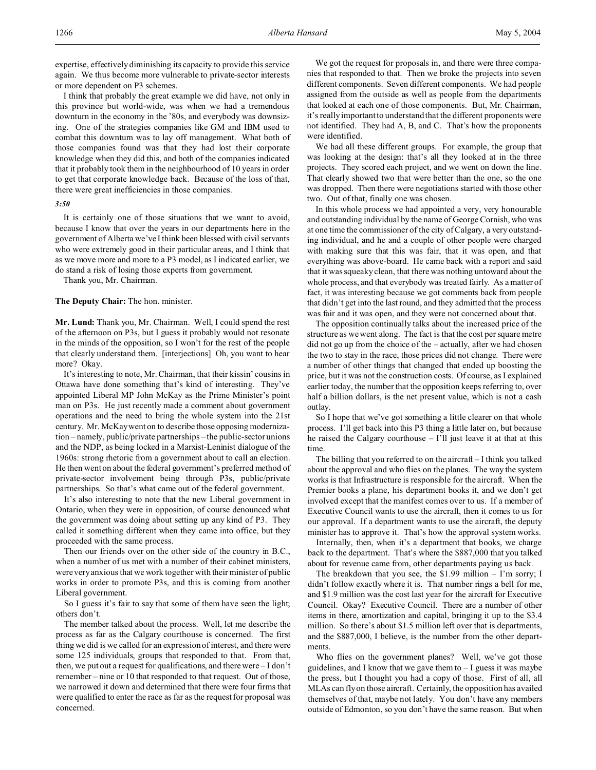expertise, effectively diminishing its capacity to provide this service again. We thus become more vulnerable to private-sector interests or more dependent on P3 schemes.

I think that probably the great example we did have, not only in this province but world-wide, was when we had a tremendous downturn in the economy in the '80s, and everybody was downsizing. One of the strategies companies like GM and IBM used to combat this downturn was to lay off management. What both of those companies found was that they had lost their corporate knowledge when they did this, and both of the companies indicated that it probably took them in the neighbourhood of 10 years in order to get that corporate knowledge back. Because of the loss of that, there were great inefficiencies in those companies.

*3:50*

It is certainly one of those situations that we want to avoid, because I know that over the years in our departments here in the government of Alberta we've I think been blessed with civil servants who were extremely good in their particular areas, and I think that as we move more and more to a P3 model, as I indicated earlier, we do stand a risk of losing those experts from government.

Thank you, Mr. Chairman.

**The Deputy Chair:** The hon. minister.

**Mr. Lund:** Thank you, Mr. Chairman. Well, I could spend the rest of the afternoon on P3s, but I guess it probably would not resonate in the minds of the opposition, so I won't for the rest of the people that clearly understand them. [interjections] Oh, you want to hear more? Okay.

It's interesting to note, Mr. Chairman, that their kissin' cousins in Ottawa have done something that's kind of interesting. They've appointed Liberal MP John McKay as the Prime Minister's point man on P3s. He just recently made a comment about government operations and the need to bring the whole system into the 21st century. Mr. McKay went on to describe those opposing modernization – namely, public/private partnerships – the public-sector unions and the NDP, as being locked in a Marxist-Leninist dialogue of the 1960s: strong rhetoric from a government about to call an election. He then went on about the federal government's preferred method of private-sector involvement being through P3s, public/private partnerships. So that's what came out of the federal government.

It's also interesting to note that the new Liberal government in Ontario, when they were in opposition, of course denounced what the government was doing about setting up any kind of P3. They called it something different when they came into office, but they proceeded with the same process.

Then our friends over on the other side of the country in B.C., when a number of us met with a number of their cabinet ministers, were very anxious that we work together with their minister of public works in order to promote P3s, and this is coming from another Liberal government.

So I guess it's fair to say that some of them have seen the light; others don't.

The member talked about the process. Well, let me describe the process as far as the Calgary courthouse is concerned. The first thing we did is we called for an expression of interest, and there were some 125 individuals, groups that responded to that. From that, then, we put out a request for qualifications, and there were – I don't remember – nine or 10 that responded to that request. Out of those, we narrowed it down and determined that there were four firms that were qualified to enter the race as far as the request for proposal was concerned.

We got the request for proposals in, and there were three companies that responded to that. Then we broke the projects into seven different components. Seven different components. We had people assigned from the outside as well as people from the departments that looked at each one of those components. But, Mr. Chairman, it's really important to understand that the different proponents were not identified. They had A, B, and C. That's how the proponents were identified.

We had all these different groups. For example, the group that was looking at the design: that's all they looked at in the three projects. They scored each project, and we went on down the line. That clearly showed two that were better than the one, so the one was dropped. Then there were negotiations started with those other two. Out of that, finally one was chosen.

In this whole process we had appointed a very, very honourable and outstanding individual by the name of George Cornish, who was at one time the commissioner of the city of Calgary, a very outstanding individual, and he and a couple of other people were charged with making sure that this was fair, that it was open, and that everything was above-board. He came back with a report and said that it was squeaky clean, that there was nothing untoward about the whole process, and that everybody was treated fairly. As a matter of fact, it was interesting because we got comments back from people that didn't get into the last round, and they admitted that the process was fair and it was open, and they were not concerned about that.

The opposition continually talks about the increased price of the structure as we went along. The fact is that the cost per square metre did not go up from the choice of the – actually, after we had chosen the two to stay in the race, those prices did not change. There were a number of other things that changed that ended up boosting the price, but it was not the construction costs. Of course, as I explained earlier today, the number that the opposition keeps referring to, over half a billion dollars, is the net present value, which is not a cash outlay.

So I hope that we've got something a little clearer on that whole process. I'll get back into this P3 thing a little later on, but because he raised the Calgary courthouse – I'll just leave it at that at this time.

The billing that you referred to on the aircraft – I think you talked about the approval and who flies on the planes. The way the system works is that Infrastructure is responsible for the aircraft. When the Premier books a plane, his department books it, and we don't get involved except that the manifest comes over to us. If a member of Executive Council wants to use the aircraft, then it comes to us for our approval. If a department wants to use the aircraft, the deputy minister has to approve it. That's how the approval system works.

Internally, then, when it's a department that books, we charge back to the department. That's where the $887,000 that you talked about for revenue came from, other departments paying us back.

The breakdown that you see, the $1.99 million – I'm sorry; I didn't follow exactly where it is. That number rings a bell for me, and $1.9 million was the cost last year for the aircraft for Executive Council. Okay? Executive Council. There are a number of other items in there, amortization and capital, bringing it up to the $3.4 million. So there's about $1.5 million left over that is departments, and the $887,000, I believe, is the number from the other departments.

Who flies on the government planes? Well, we've got those guidelines, and I know that we gave them to – I guess it was maybe the press, but I thought you had a copy of those. First of all, all MLAs can fly on those aircraft. Certainly, the opposition has availed themselves of that, maybe not lately. You don't have any members outside of Edmonton, so you don't have the same reason. But when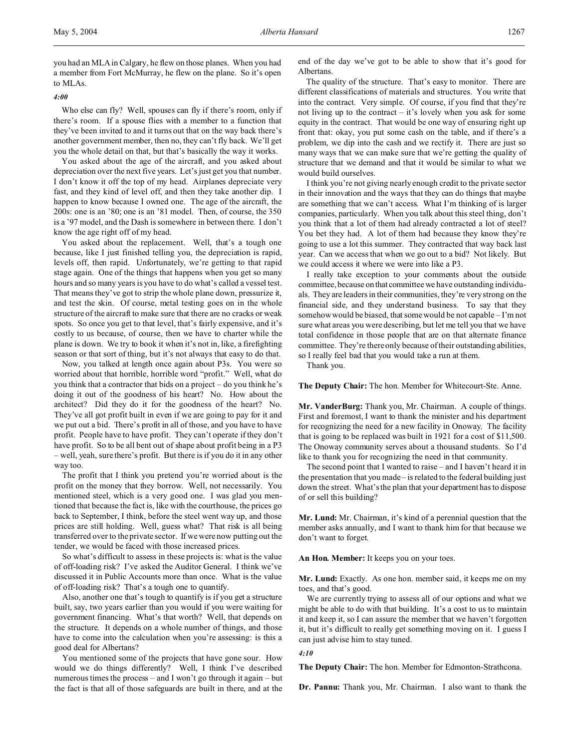you had an MLA in Calgary, he flew on those planes. When you had a member from Fort McMurray, he flew on the plane. So it's open to MLAs.

*4:00*

Who else can fly? Well, spouses can fly if there's room, only if there's room. If a spouse flies with a member to a function that they've been invited to and it turns out that on the way back there's another government member, then no, they can't fly back. We'll get you the whole detail on that, but that's basically the way it works.

You asked about the age of the aircraft, and you asked about depreciation over the next five years. Let's just get you that number. I don't know it off the top of my head. Airplanes depreciate very fast, and they kind of level off, and then they take another dip. I happen to know because I owned one. The age of the aircraft, the 200s: one is an '80; one is an '81 model. Then, of course, the 350 is a '97 model, and the Dash is somewhere in between there. I don't know the age right off of my head.

You asked about the replacement. Well, that's a tough one because, like I just finished telling you, the depreciation is rapid, levels off, then rapid. Unfortunately, we're getting to that rapid stage again. One of the things that happens when you get so many hours and so many years is you have to do what's called a vessel test. That means they've got to strip the whole plane down, pressurize it, and test the skin. Of course, metal testing goes on in the whole structure of the aircraft to make sure that there are no cracks or weak spots. So once you get to that level, that's fairly expensive, and it's costly to us because, of course, then we have to charter while the plane is down. We try to book it when it's not in, like, a firefighting season or that sort of thing, but it's not always that easy to do that.

Now, you talked at length once again about P3s. You were so worried about that horrible, horrible word "profit." Well, what do you think that a contractor that bids on a project – do you think he's doing it out of the goodness of his heart? No. How about the architect? Did they do it for the goodness of the heart? No. They've all got profit built in even if we are going to pay for it and we put out a bid. There's profit in all of those, and you have to have profit. People have to have profit. They can't operate if they don't have profit. So to be all bent out of shape about profit being in a P3 – well, yeah, sure there's profit. But there is if you do it in any other way too.

The profit that I think you pretend you're worried about is the profit on the money that they borrow. Well, not necessarily. You mentioned steel, which is a very good one. I was glad you mentioned that because the fact is, like with the courthouse, the prices go back to September, I think, before the steel went way up, and those prices are still holding. Well, guess what? That risk is all being transferred over to the private sector. If we were now putting out the tender, we would be faced with those increased prices.

So what's difficult to assess in these projects is: what is the value of off-loading risk? I've asked the Auditor General. I think we've discussed it in Public Accounts more than once. What is the value of off-loading risk? That's a tough one to quantify.

Also, another one that's tough to quantify is if you get a structure built, say, two years earlier than you would if you were waiting for government financing. What's that worth? Well, that depends on the structure. It depends on a whole number of things, and those have to come into the calculation when you're assessing: is this a good deal for Albertans?

You mentioned some of the projects that have gone sour. How would we do things differently? Well, I think I've described numerous times the process – and I won't go through it again – but the fact is that all of those safeguards are built in there, and at the end of the day we've got to be able to show that it's good for Albertans.

The quality of the structure. That's easy to monitor. There are different classifications of materials and structures. You write that into the contract. Very simple. Of course, if you find that they're not living up to the contract – it's lovely when you ask for some equity in the contract. That would be one way of ensuring right up front that: okay, you put some cash on the table, and if there's a problem, we dip into the cash and we rectify it. There are just so many ways that we can make sure that we're getting the quality of structure that we demand and that it would be similar to what we would build ourselves.

I think you're not giving nearly enough credit to the private sector in their innovation and the ways that they can do things that maybe are something that we can't access. What I'm thinking of is larger companies, particularly. When you talk about this steel thing, don't you think that a lot of them had already contracted a lot of steel? You bet they had. A lot of them had because they know they're going to use a lot this summer. They contracted that way back last year. Can we access that when we go out to a bid? Not likely. But we could access it where we were into like a P3.

I really take exception to your comments about the outside committee, because on that committee we have outstanding individuals. They are leaders in their communities, they're very strong on the financial side, and they understand business. To say that they somehow would be biased, that some would be not capable – I'm not sure what areas you were describing, but let me tell you that we have total confidence in those people that are on that alternate finance committee. They're there only because of their outstanding abilities, so I really feel bad that you would take a run at them.

Thank you.

**The Deputy Chair:** The hon. Member for Whitecourt-Ste. Anne.

**Mr. VanderBurg:** Thank you, Mr. Chairman. A couple of things. First and foremost, I want to thank the minister and his department for recognizing the need for a new facility in Onoway. The facility that is going to be replaced was built in 1921 for a cost of $11,500. The Onoway community serves about a thousand students. So I'd like to thank you for recognizing the need in that community.

The second point that I wanted to raise – and I haven't heard it in the presentation that you made – is related to the federal building just down the street. What's the plan that your department has to dispose of or sell this building?

**Mr. Lund:** Mr. Chairman, it's kind of a perennial question that the member asks annually, and I want to thank him for that because we don't want to forget.

**An Hon. Member:** It keeps you on your toes.

**Mr. Lund:** Exactly. As one hon. member said, it keeps me on my toes, and that's good.

We are currently trying to assess all of our options and what we might be able to do with that building. It's a cost to us to maintain it and keep it, so I can assure the member that we haven't forgotten it, but it's difficult to really get something moving on it. I guess I can just advise him to stay tuned.

*4:10*

**The Deputy Chair:** The hon. Member for Edmonton-Strathcona.

**Dr. Pannu:** Thank you, Mr. Chairman. I also want to thank the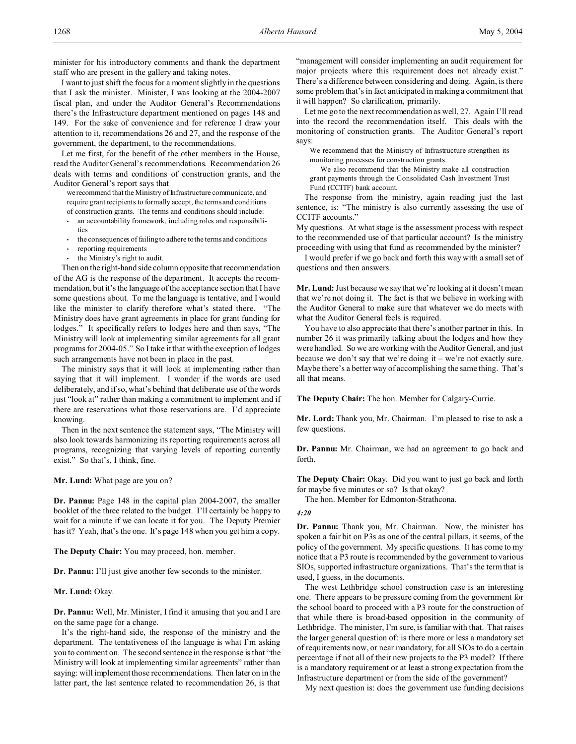minister for his introductory comments and thank the department staff who are present in the gallery and taking notes.

I want to just shift the focus for a moment slightly in the questions that I ask the minister. Minister, I was looking at the 2004-2007 fiscal plan, and under the Auditor General's Recommendations there's the Infrastructure department mentioned on pages 148 and 149. For the sake of convenience and for reference I draw your attention to it, recommendations 26 and 27, and the response of the government, the department, to the recommendations.

Let me first, for the benefit of the other members in the House, read the Auditor General's recommendations. Recommendation 26 deals with terms and conditions of construction grants, and the Auditor General's report says that

> we recommend that the Ministry of Infrastructure communicate, and require grant recipients to formally accept, the terms and conditions of construction grants. The terms and conditions should include:
> - an accountability framework, including roles and responsibilities
> - the consequences of failing to adhere to the terms and conditions
> - reporting requirements
> - the Ministry's right to audit.

Then on the right-hand side column opposite that recommendation of the AG is the response of the department. It accepts the recommendation, but it's the language of the acceptance section that I have some questions about. To me the language is tentative, and I would like the minister to clarify therefore what's stated there. "The Ministry does have grant agreements in place for grant funding for lodges." It specifically refers to lodges here and then says, "The Ministry will look at implementing similar agreements for all grant programs for 2004-05." So I take it that with the exception of lodges such arrangements have not been in place in the past.

The ministry says that it will look at implementing rather than saying that it will implement. I wonder if the words are used deliberately, and if so, what's behind that deliberate use of the words just "look at" rather than making a commitment to implement and if there are reservations what those reservations are. I'd appreciate knowing.

Then in the next sentence the statement says, "The Ministry will also look towards harmonizing its reporting requirements across all programs, recognizing that varying levels of reporting currently exist." So that's, I think, fine.

**Mr. Lund:** What page are you on?

**Dr. Pannu:** Page 148 in the capital plan 2004-2007, the smaller booklet of the three related to the budget. I'll certainly be happy to wait for a minute if we can locate it for you. The Deputy Premier has it? Yeah, that's the one. It's page 148 when you get him a copy.

**The Deputy Chair:** You may proceed, hon. member.

**Dr. Pannu:** I'll just give another few seconds to the minister.

**Mr. Lund:** Okay.

**Dr. Pannu:** Well, Mr. Minister, I find it amusing that you and I are on the same page for a change.

It's the right-hand side, the response of the ministry and the department. The tentativeness of the language is what I'm asking you to comment on. The second sentence in the response is that "the Ministry will look at implementing similar agreements" rather than saying: will implement those recommendations. Then later on in the latter part, the last sentence related to recommendation 26, is that "management will consider implementing an audit requirement for major projects where this requirement does not already exist." There's a difference between considering and doing. Again, is there some problem that's in fact anticipated in making a commitment that it will happen? So clarification, primarily.

Let me go to the next recommendation as well, 27. Again I'll read into the record the recommendation itself. This deals with the monitoring of construction grants. The Auditor General's report says:

> We recommend that the Ministry of Infrastructure strengthen its monitoring processes for construction grants.
>
> We also recommend that the Ministry make all construction grant payments through the Consolidated Cash Investment Trust Fund (CCITF) bank account.

The response from the ministry, again reading just the last sentence, is: "The ministry is also currently assessing the use of CCITF accounts."

My questions. At what stage is the assessment process with respect to the recommended use of that particular account? Is the ministry proceeding with using that fund as recommended by the minister?

I would prefer if we go back and forth this way with a small set of questions and then answers.

**Mr. Lund:** Just because we say that we're looking at it doesn't mean that we're not doing it. The fact is that we believe in working with the Auditor General to make sure that whatever we do meets with what the Auditor General feels is required.

You have to also appreciate that there's another partner in this. In number 26 it was primarily talking about the lodges and how they were handled. So we are working with the Auditor General, and just because we don't say that we're doing it – we're not exactly sure. Maybe there's a better way of accomplishing the same thing. That's all that means.

**The Deputy Chair:** The hon. Member for Calgary-Currie.

**Mr. Lord:** Thank you, Mr. Chairman. I'm pleased to rise to ask a few questions.

**Dr. Pannu:** Mr. Chairman, we had an agreement to go back and forth.

**The Deputy Chair:** Okay. Did you want to just go back and forth for maybe five minutes or so? Is that okay?

The hon. Member for Edmonton-Strathcona.

*4:20*

**Dr. Pannu:** Thank you, Mr. Chairman. Now, the minister has spoken a fair bit on P3s as one of the central pillars, it seems, of the policy of the government. My specific questions. It has come to my notice that a P3 route is recommended by the government to various SIOs, supported infrastructure organizations. That's the term that is used, I guess, in the documents.

The west Lethbridge school construction case is an interesting one. There appears to be pressure coming from the government for the school board to proceed with a P3 route for the construction of that while there is broad-based opposition in the community of Lethbridge. The minister, I'm sure, is familiar with that. That raises the larger general question of: is there more or less a mandatory set of requirements now, or near mandatory, for all SIOs to do a certain percentage if not all of their new projects to the P3 model? If there is a mandatory requirement or at least a strong expectation from the Infrastructure department or from the side of the government?

My next question is: does the government use funding decisions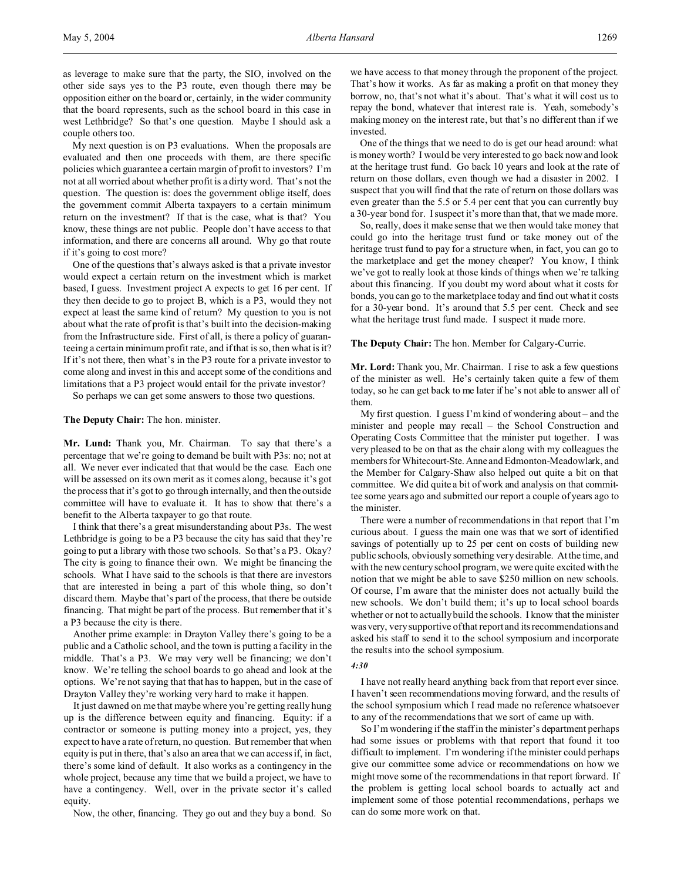as leverage to make sure that the party, the SIO, involved on the other side says yes to the P3 route, even though there may be opposition either on the board or, certainly, in the wider community that the board represents, such as the school board in this case in west Lethbridge? So that's one question. Maybe I should ask a couple others too.

My next question is on P3 evaluations. When the proposals are evaluated and then one proceeds with them, are there specific policies which guarantee a certain margin of profit to investors? I'm not at all worried about whether profit is a dirty word. That's not the question. The question is: does the government oblige itself, does the government commit Alberta taxpayers to a certain minimum return on the investment? If that is the case, what is that? You know, these things are not public. People don't have access to that information, and there are concerns all around. Why go that route if it's going to cost more?

One of the questions that's always asked is that a private investor would expect a certain return on the investment which is market based, I guess. Investment project A expects to get 16 per cent. If they then decide to go to project B, which is a P3, would they not expect at least the same kind of return? My question to you is not about what the rate of profit is that's built into the decision-making from the Infrastructure side. First of all, is there a policy of guaranteeing a certain minimum profit rate, and if that is so, then what is it? If it's not there, then what's in the P3 route for a private investor to come along and invest in this and accept some of the conditions and limitations that a P3 project would entail for the private investor?

So perhaps we can get some answers to those two questions.

**The Deputy Chair:** The hon. minister.

**Mr. Lund:** Thank you, Mr. Chairman. To say that there's a percentage that we're going to demand be built with P3s: no; not at all. We never ever indicated that that would be the case. Each one will be assessed on its own merit as it comes along, because it's got the process that it's got to go through internally, and then the outside committee will have to evaluate it. It has to show that there's a benefit to the Alberta taxpayer to go that route.

I think that there's a great misunderstanding about P3s. The west Lethbridge is going to be a P3 because the city has said that they're going to put a library with those two schools. So that's a P3. Okay? The city is going to finance their own. We might be financing the schools. What I have said to the schools is that there are investors that are interested in being a part of this whole thing, so don't discard them. Maybe that's part of the process, that there be outside financing. That might be part of the process. But remember that it's a P3 because the city is there.

Another prime example: in Drayton Valley there's going to be a public and a Catholic school, and the town is putting a facility in the middle. That's a P3. We may very well be financing; we don't know. We're telling the school boards to go ahead and look at the options. We're not saying that that has to happen, but in the case of Drayton Valley they're working very hard to make it happen.

It just dawned on me that maybe where you're getting really hung up is the difference between equity and financing. Equity: if a contractor or someone is putting money into a project, yes, they expect to have a rate of return, no question. But remember that when equity is put in there, that's also an area that we can access if, in fact, there's some kind of default. It also works as a contingency in the whole project, because any time that we build a project, we have to have a contingency. Well, over in the private sector it's called equity.

Now, the other, financing. They go out and they buy a bond. So we have access to that money through the proponent of the project. That's how it works. As far as making a profit on that money they borrow, no, that's not what it's about. That's what it will cost us to repay the bond, whatever that interest rate is. Yeah, somebody's making money on the interest rate, but that's no different than if we invested.

One of the things that we need to do is get our head around: what is money worth? I would be very interested to go back now and look at the heritage trust fund. Go back 10 years and look at the rate of return on those dollars, even though we had a disaster in 2002. I suspect that you will find that the rate of return on those dollars was even greater than the 5.5 or 5.4 per cent that you can currently buy a 30-year bond for. I suspect it's more than that, that we made more.

So, really, does it make sense that we then would take money that could go into the heritage trust fund or take money out of the heritage trust fund to pay for a structure when, in fact, you can go to the marketplace and get the money cheaper? You know, I think we've got to really look at those kinds of things when we're talking about this financing. If you doubt my word about what it costs for bonds, you can go to the marketplace today and find out what it costs for a 30-year bond. It's around that 5.5 per cent. Check and see what the heritage trust fund made. I suspect it made more.

**The Deputy Chair:** The hon. Member for Calgary-Currie.

**Mr. Lord:** Thank you, Mr. Chairman. I rise to ask a few questions of the minister as well. He's certainly taken quite a few of them today, so he can get back to me later if he's not able to answer all of them.

My first question. I guess I'm kind of wondering about – and the minister and people may recall – the School Construction and Operating Costs Committee that the minister put together. I was very pleased to be on that as the chair along with my colleagues the members for Whitecourt-Ste. Anne and Edmonton-Meadowlark, and the Member for Calgary-Shaw also helped out quite a bit on that committee. We did quite a bit of work and analysis on that committee some years ago and submitted our report a couple of years ago to the minister.

There were a number of recommendations in that report that I'm curious about. I guess the main one was that we sort of identified savings of potentially up to 25 per cent on costs of building new public schools, obviously something very desirable. At the time, and with the new century school program, we were quite excited with the notion that we might be able to save $250 million on new schools. Of course, I'm aware that the minister does not actually build the new schools. We don't build them; it's up to local school boards whether or not to actually build the schools. I know that the minister was very, very supportive of that report and its recommendations and asked his staff to send it to the school symposium and incorporate the results into the school symposium.

*4:30*

I have not really heard anything back from that report ever since. I haven't seen recommendations moving forward, and the results of the school symposium which I read made no reference whatsoever to any of the recommendations that we sort of came up with.

So I'm wondering if the staff in the minister's department perhaps had some issues or problems with that report that found it too difficult to implement. I'm wondering if the minister could perhaps give our committee some advice or recommendations on how we might move some of the recommendations in that report forward. If the problem is getting local school boards to actually act and implement some of those potential recommendations, perhaps we can do some more work on that.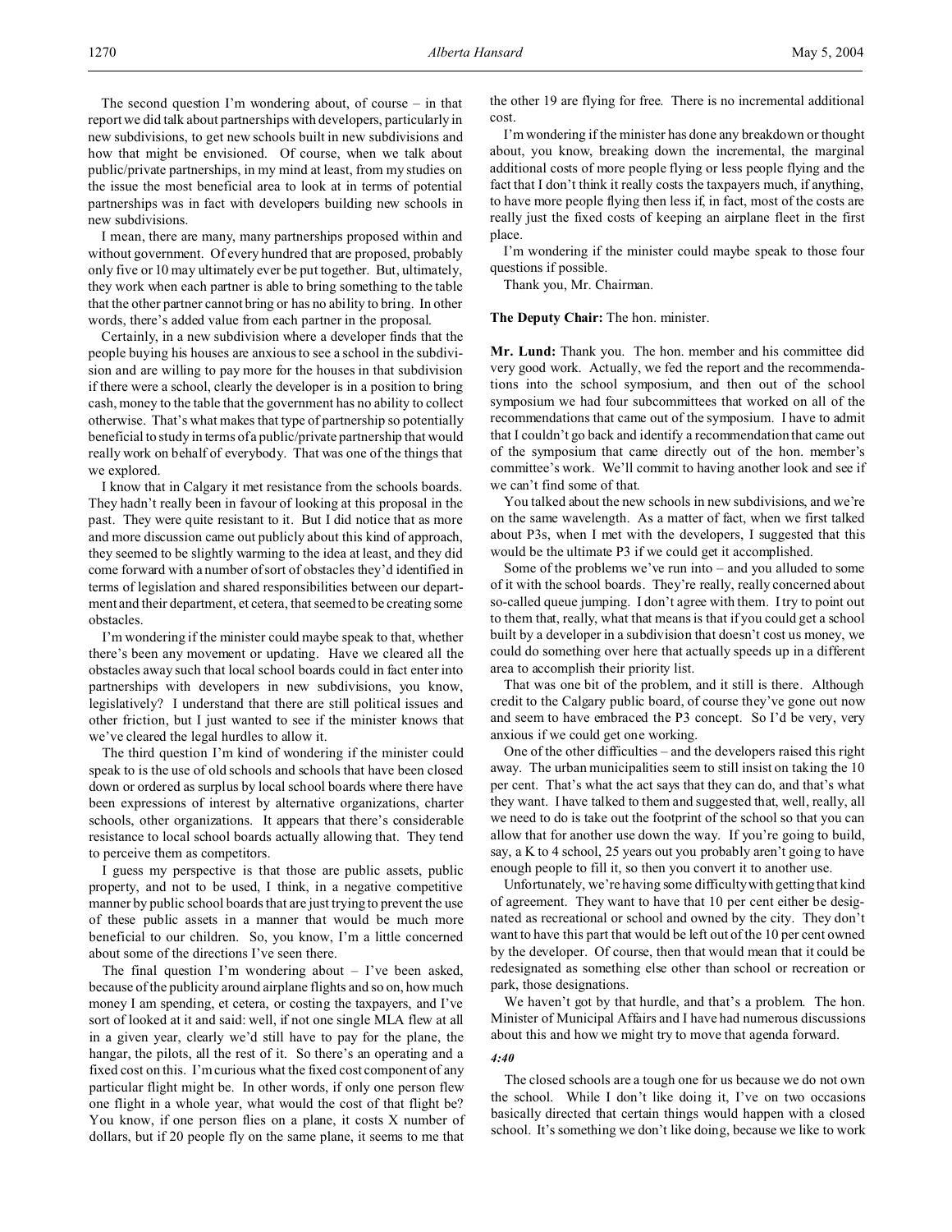The second question I'm wondering about, of course – in that report we did talk about partnerships with developers, particularly in new subdivisions, to get new schools built in new subdivisions and how that might be envisioned. Of course, when we talk about public/private partnerships, in my mind at least, from my studies on the issue the most beneficial area to look at in terms of potential partnerships was in fact with developers building new schools in new subdivisions.

I mean, there are many, many partnerships proposed within and without government. Of every hundred that are proposed, probably only five or 10 may ultimately ever be put together. But, ultimately, they work when each partner is able to bring something to the table that the other partner cannot bring or has no ability to bring. In other words, there's added value from each partner in the proposal.

Certainly, in a new subdivision where a developer finds that the people buying his houses are anxious to see a school in the subdivision and are willing to pay more for the houses in that subdivision if there were a school, clearly the developer is in a position to bring cash, money to the table that the government has no ability to collect otherwise. That's what makes that type of partnership so potentially beneficial to study in terms of a public/private partnership that would really work on behalf of everybody. That was one of the things that we explored.

I know that in Calgary it met resistance from the schools boards. They hadn't really been in favour of looking at this proposal in the past. They were quite resistant to it. But I did notice that as more and more discussion came out publicly about this kind of approach, they seemed to be slightly warming to the idea at least, and they did come forward with a number of sort of obstacles they'd identified in terms of legislation and shared responsibilities between our department and their department, et cetera, that seemed to be creating some obstacles.

I'm wondering if the minister could maybe speak to that, whether there's been any movement or updating. Have we cleared all the obstacles away such that local school boards could in fact enter into partnerships with developers in new subdivisions, you know, legislatively? I understand that there are still political issues and other friction, but I just wanted to see if the minister knows that we've cleared the legal hurdles to allow it.

The third question I'm kind of wondering if the minister could speak to is the use of old schools and schools that have been closed down or ordered as surplus by local school boards where there have been expressions of interest by alternative organizations, charter schools, other organizations. It appears that there's considerable resistance to local school boards actually allowing that. They tend to perceive them as competitors.

I guess my perspective is that those are public assets, public property, and not to be used, I think, in a negative competitive manner by public school boards that are just trying to prevent the use of these public assets in a manner that would be much more beneficial to our children. So, you know, I'm a little concerned about some of the directions I've seen there.

The final question I'm wondering about – I've been asked, because of the publicity around airplane flights and so on, how much money I am spending, et cetera, or costing the taxpayers, and I've sort of looked at it and said: well, if not one single MLA flew at all in a given year, clearly we'd still have to pay for the plane, the hangar, the pilots, all the rest of it. So there's an operating and a fixed cost on this. I'm curious what the fixed cost component of any particular flight might be. In other words, if only one person flew one flight in a whole year, what would the cost of that flight be? You know, if one person flies on a plane, it costs X number of dollars, but if 20 people fly on the same plane, it seems to me that the other 19 are flying for free. There is no incremental additional cost.

I'm wondering if the minister has done any breakdown or thought about, you know, breaking down the incremental, the marginal additional costs of more people flying or less people flying and the fact that I don't think it really costs the taxpayers much, if anything, to have more people flying then less if, in fact, most of the costs are really just the fixed costs of keeping an airplane fleet in the first place.

I'm wondering if the minister could maybe speak to those four questions if possible.

Thank you, Mr. Chairman.

**The Deputy Chair:** The hon. minister.

**Mr. Lund:** Thank you. The hon. member and his committee did very good work. Actually, we fed the report and the recommendations into the school symposium, and then out of the school symposium we had four subcommittees that worked on all of the recommendations that came out of the symposium. I have to admit that I couldn't go back and identify a recommendation that came out of the symposium that came directly out of the hon. member's committee's work. We'll commit to having another look and see if we can't find some of that.

You talked about the new schools in new subdivisions, and we're on the same wavelength. As a matter of fact, when we first talked about P3s, when I met with the developers, I suggested that this would be the ultimate P3 if we could get it accomplished.

Some of the problems we've run into – and you alluded to some of it with the school boards. They're really, really concerned about so-called queue jumping. I don't agree with them. I try to point out to them that, really, what that means is that if you could get a school built by a developer in a subdivision that doesn't cost us money, we could do something over here that actually speeds up in a different area to accomplish their priority list.

That was one bit of the problem, and it still is there. Although credit to the Calgary public board, of course they've gone out now and seem to have embraced the P3 concept. So I'd be very, very anxious if we could get one working.

One of the other difficulties – and the developers raised this right away. The urban municipalities seem to still insist on taking the 10 per cent. That's what the act says that they can do, and that's what they want. I have talked to them and suggested that, well, really, all we need to do is take out the footprint of the school so that you can allow that for another use down the way. If you're going to build, say, a K to 4 school, 25 years out you probably aren't going to have enough people to fill it, so then you convert it to another use.

Unfortunately, we're having some difficulty with getting that kind of agreement. They want to have that 10 per cent either be designated as recreational or school and owned by the city. They don't want to have this part that would be left out of the 10 per cent owned by the developer. Of course, then that would mean that it could be redesignated as something else other than school or recreation or park, those designations.

We haven't got by that hurdle, and that's a problem. The hon. Minister of Municipal Affairs and I have had numerous discussions about this and how we might try to move that agenda forward.

*4:40*

The closed schools are a tough one for us because we do not own the school. While I don't like doing it, I've on two occasions basically directed that certain things would happen with a closed school. It's something we don't like doing, because we like to work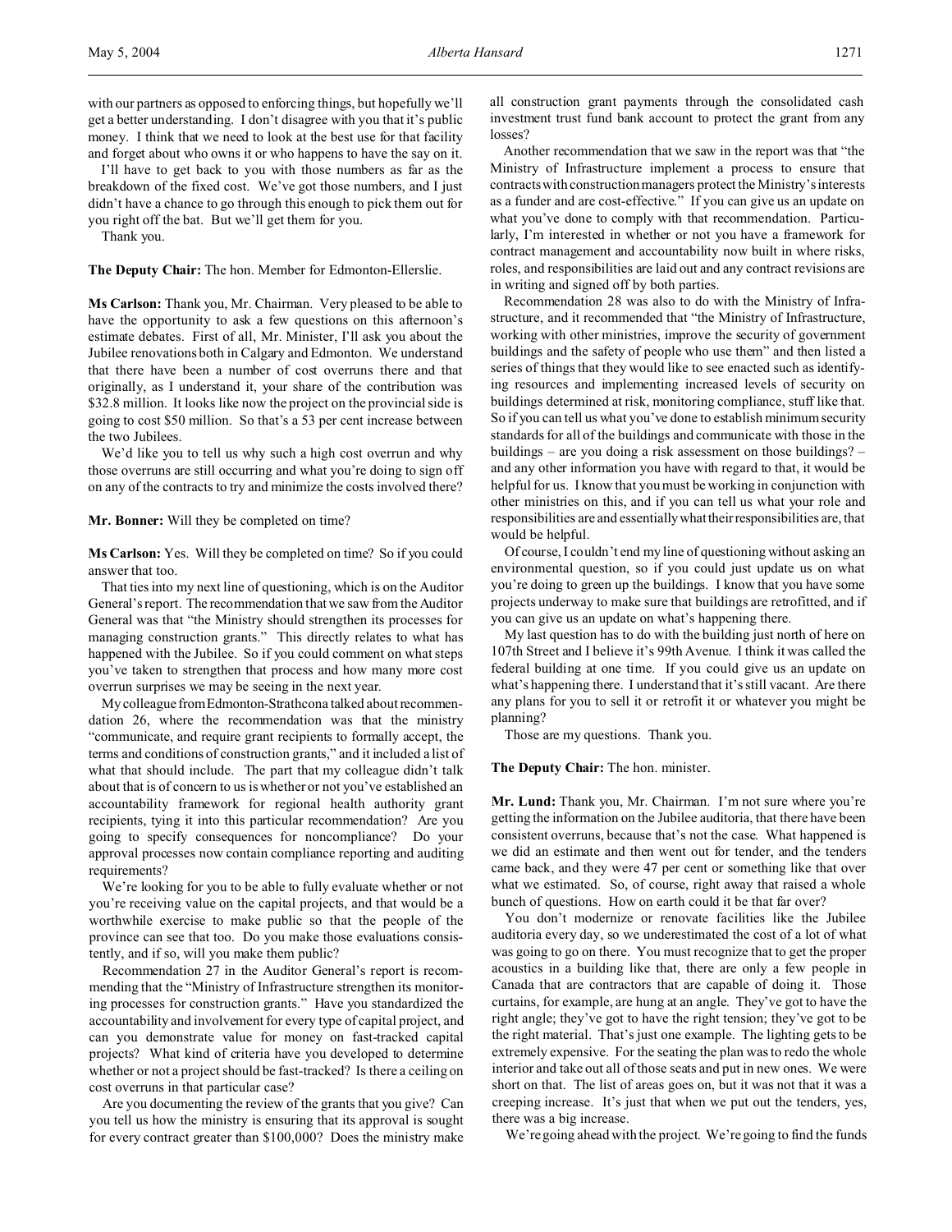with our partners as opposed to enforcing things, but hopefully we'll get a better understanding. I don't disagree with you that it's public money. I think that we need to look at the best use for that facility and forget about who owns it or who happens to have the say on it.

I'll have to get back to you with those numbers as far as the breakdown of the fixed cost. We've got those numbers, and I just didn't have a chance to go through this enough to pick them out for you right off the bat. But we'll get them for you.

Thank you.

**The Deputy Chair:** The hon. Member for Edmonton-Ellerslie.

**Ms Carlson:** Thank you, Mr. Chairman. Very pleased to be able to have the opportunity to ask a few questions on this afternoon's estimate debates. First of all, Mr. Minister, I'll ask you about the Jubilee renovations both in Calgary and Edmonton. We understand that there have been a number of cost overruns there and that originally, as I understand it, your share of the contribution was $32.8 million. It looks like now the project on the provincial side is going to cost $50 million. So that's a 53 per cent increase between the two Jubilees.

We'd like you to tell us why such a high cost overrun and why those overruns are still occurring and what you're doing to sign off on any of the contracts to try and minimize the costs involved there?

**Mr. Bonner:** Will they be completed on time?

**Ms Carlson:** Yes. Will they be completed on time? So if you could answer that too.

That ties into my next line of questioning, which is on the Auditor General's report. The recommendation that we saw from the Auditor General was that "the Ministry should strengthen its processes for managing construction grants." This directly relates to what has happened with the Jubilee. So if you could comment on what steps you've taken to strengthen that process and how many more cost overrun surprises we may be seeing in the next year.

My colleague from Edmonton-Strathcona talked about recommendation 26, where the recommendation was that the ministry "communicate, and require grant recipients to formally accept, the terms and conditions of construction grants," and it included a list of what that should include. The part that my colleague didn't talk about that is of concern to us is whether or not you've established an accountability framework for regional health authority grant recipients, tying it into this particular recommendation? Are you going to specify consequences for noncompliance? Do your approval processes now contain compliance reporting and auditing requirements?

We're looking for you to be able to fully evaluate whether or not you're receiving value on the capital projects, and that would be a worthwhile exercise to make public so that the people of the province can see that too. Do you make those evaluations consistently, and if so, will you make them public?

Recommendation 27 in the Auditor General's report is recommending that the "Ministry of Infrastructure strengthen its monitoring processes for construction grants." Have you standardized the accountability and involvement for every type of capital project, and can you demonstrate value for money on fast-tracked capital projects? What kind of criteria have you developed to determine whether or not a project should be fast-tracked? Is there a ceiling on cost overruns in that particular case?

Are you documenting the review of the grants that you give? Can you tell us how the ministry is ensuring that its approval is sought for every contract greater than $100,000? Does the ministry make all construction grant payments through the consolidated cash investment trust fund bank account to protect the grant from any losses?

Another recommendation that we saw in the report was that "the Ministry of Infrastructure implement a process to ensure that contracts with construction managers protect the Ministry's interests as a funder and are cost-effective." If you can give us an update on what you've done to comply with that recommendation. Particularly, I'm interested in whether or not you have a framework for contract management and accountability now built in where risks, roles, and responsibilities are laid out and any contract revisions are in writing and signed off by both parties.

Recommendation 28 was also to do with the Ministry of Infrastructure, and it recommended that "the Ministry of Infrastructure, working with other ministries, improve the security of government buildings and the safety of people who use them" and then listed a series of things that they would like to see enacted such as identifying resources and implementing increased levels of security on buildings determined at risk, monitoring compliance, stuff like that. So if you can tell us what you've done to establish minimum security standards for all of the buildings and communicate with those in the buildings – are you doing a risk assessment on those buildings? – and any other information you have with regard to that, it would be helpful for us. I know that you must be working in conjunction with other ministries on this, and if you can tell us what your role and responsibilities are and essentially what their responsibilities are, that would be helpful.

Of course, I couldn't end my line of questioning without asking an environmental question, so if you could just update us on what you're doing to green up the buildings. I know that you have some projects underway to make sure that buildings are retrofitted, and if you can give us an update on what's happening there.

My last question has to do with the building just north of here on 107th Street and I believe it's 99th Avenue. I think it was called the federal building at one time. If you could give us an update on what's happening there. I understand that it's still vacant. Are there any plans for you to sell it or retrofit it or whatever you might be planning?

Those are my questions. Thank you.

**The Deputy Chair:** The hon. minister.

**Mr. Lund:** Thank you, Mr. Chairman. I'm not sure where you're getting the information on the Jubilee auditoria, that there have been consistent overruns, because that's not the case. What happened is we did an estimate and then went out for tender, and the tenders came back, and they were 47 per cent or something like that over what we estimated. So, of course, right away that raised a whole bunch of questions. How on earth could it be that far over?

You don't modernize or renovate facilities like the Jubilee auditoria every day, so we underestimated the cost of a lot of what was going to go on there. You must recognize that to get the proper acoustics in a building like that, there are only a few people in Canada that are contractors that are capable of doing it. Those curtains, for example, are hung at an angle. They've got to have the right angle; they've got to have the right tension; they've got to be the right material. That's just one example. The lighting gets to be extremely expensive. For the seating the plan was to redo the whole interior and take out all of those seats and put in new ones. We were short on that. The list of areas goes on, but it was not that it was a creeping increase. It's just that when we put out the tenders, yes, there was a big increase.

We're going ahead with the project. We're going to find the funds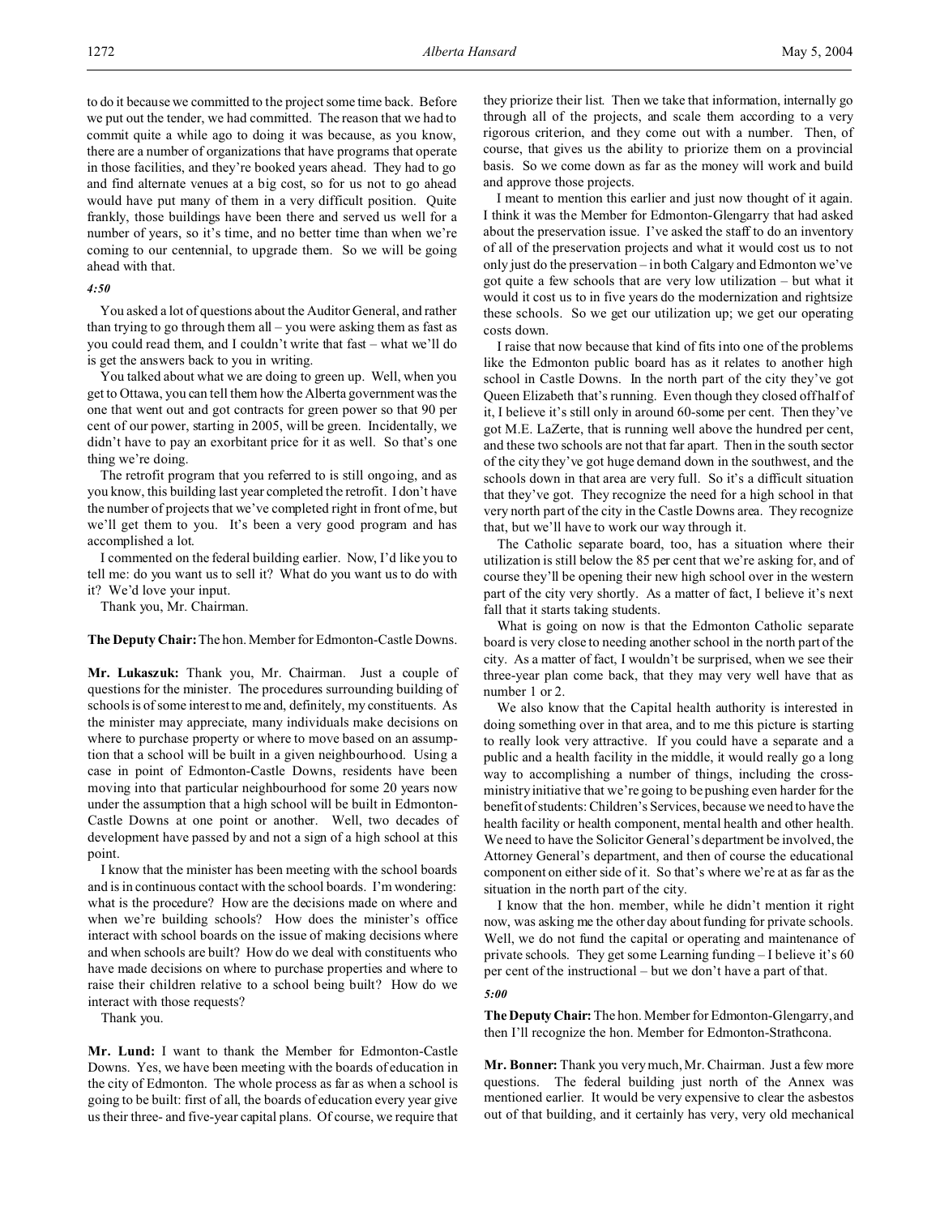to do it because we committed to the project some time back. Before we put out the tender, we had committed. The reason that we had to commit quite a while ago to doing it was because, as you know, there are a number of organizations that have programs that operate in those facilities, and they're booked years ahead. They had to go and find alternate venues at a big cost, so for us not to go ahead would have put many of them in a very difficult position. Quite frankly, those buildings have been there and served us well for a number of years, so it's time, and no better time than when we're coming to our centennial, to upgrade them. So we will be going ahead with that.

*4:50*

You asked a lot of questions about the Auditor General, and rather than trying to go through them all – you were asking them as fast as you could read them, and I couldn't write that fast – what we'll do is get the answers back to you in writing.

You talked about what we are doing to green up. Well, when you get to Ottawa, you can tell them how the Alberta government was the one that went out and got contracts for green power so that 90 per cent of our power, starting in 2005, will be green. Incidentally, we didn't have to pay an exorbitant price for it as well. So that's one thing we're doing.

The retrofit program that you referred to is still ongoing, and as you know, this building last year completed the retrofit. I don't have the number of projects that we've completed right in front of me, but we'll get them to you. It's been a very good program and has accomplished a lot.

I commented on the federal building earlier. Now, I'd like you to tell me: do you want us to sell it? What do you want us to do with it? We'd love your input.

Thank you, Mr. Chairman.

**The Deputy Chair:** The hon. Member for Edmonton-Castle Downs.

**Mr. Lukaszuk:** Thank you, Mr. Chairman. Just a couple of questions for the minister. The procedures surrounding building of schools is of some interest to me and, definitely, my constituents. As the minister may appreciate, many individuals make decisions on where to purchase property or where to move based on an assumption that a school will be built in a given neighbourhood. Using a case in point of Edmonton-Castle Downs, residents have been moving into that particular neighbourhood for some 20 years now under the assumption that a high school will be built in Edmonton-Castle Downs at one point or another. Well, two decades of development have passed by and not a sign of a high school at this point.

I know that the minister has been meeting with the school boards and is in continuous contact with the school boards. I'm wondering: what is the procedure? How are the decisions made on where and when we're building schools? How does the minister's office interact with school boards on the issue of making decisions where and when schools are built? How do we deal with constituents who have made decisions on where to purchase properties and where to raise their children relative to a school being built? How do we interact with those requests?

Thank you.

**Mr. Lund:** I want to thank the Member for Edmonton-Castle Downs. Yes, we have been meeting with the boards of education in the city of Edmonton. The whole process as far as when a school is going to be built: first of all, the boards of education every year give us their three- and five-year capital plans. Of course, we require that they priorize their list. Then we take that information, internally go through all of the projects, and scale them according to a very rigorous criterion, and they come out with a number. Then, of course, that gives us the ability to priorize them on a provincial basis. So we come down as far as the money will work and build and approve those projects.

I meant to mention this earlier and just now thought of it again. I think it was the Member for Edmonton-Glengarry that had asked about the preservation issue. I've asked the staff to do an inventory of all of the preservation projects and what it would cost us to not only just do the preservation – in both Calgary and Edmonton we've got quite a few schools that are very low utilization – but what it would it cost us to in five years do the modernization and rightsize these schools. So we get our utilization up; we get our operating costs down.

I raise that now because that kind of fits into one of the problems like the Edmonton public board has as it relates to another high school in Castle Downs. In the north part of the city they've got Queen Elizabeth that's running. Even though they closed off half of it, I believe it's still only in around 60-some per cent. Then they've got M.E. LaZerte, that is running well above the hundred per cent, and these two schools are not that far apart. Then in the south sector of the city they've got huge demand down in the southwest, and the schools down in that area are very full. So it's a difficult situation that they've got. They recognize the need for a high school in that very north part of the city in the Castle Downs area. They recognize that, but we'll have to work our way through it.

The Catholic separate board, too, has a situation where their utilization is still below the 85 per cent that we're asking for, and of course they'll be opening their new high school over in the western part of the city very shortly. As a matter of fact, I believe it's next fall that it starts taking students.

What is going on now is that the Edmonton Catholic separate board is very close to needing another school in the north part of the city. As a matter of fact, I wouldn't be surprised, when we see their three-year plan come back, that they may very well have that as number 1 or 2.

We also know that the Capital health authority is interested in doing something over in that area, and to me this picture is starting to really look very attractive. If you could have a separate and a public and a health facility in the middle, it would really go a long way to accomplishing a number of things, including the cross-ministry initiative that we're going to be pushing even harder for the benefit of students: Children's Services, because we need to have the health facility or health component, mental health and other health. We need to have the Solicitor General's department be involved, the Attorney General's department, and then of course the educational component on either side of it. So that's where we're at as far as the situation in the north part of the city.

I know that the hon. member, while he didn't mention it right now, was asking me the other day about funding for private schools. Well, we do not fund the capital or operating and maintenance of private schools. They get some Learning funding – I believe it's 60 per cent of the instructional – but we don't have a part of that.

*5:00*

**The Deputy Chair:** The hon. Member for Edmonton-Glengarry, and then I'll recognize the hon. Member for Edmonton-Strathcona.

**Mr. Bonner:** Thank you very much, Mr. Chairman. Just a few more questions. The federal building just north of the Annex was mentioned earlier. It would be very expensive to clear the asbestos out of that building, and it certainly has very, very old mechanical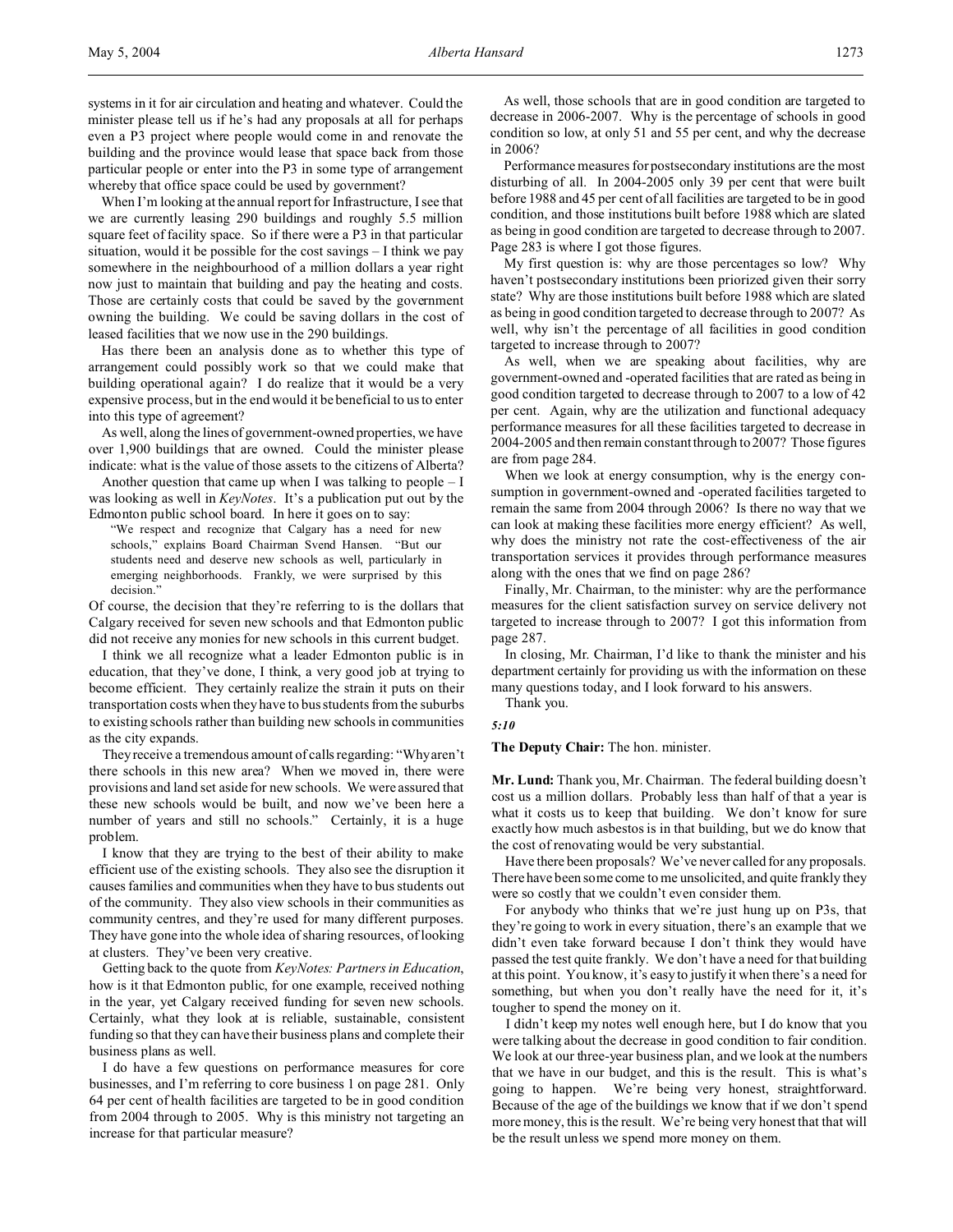systems in it for air circulation and heating and whatever. Could the minister please tell us if he's had any proposals at all for perhaps even a P3 project where people would come in and renovate the building and the province would lease that space back from those particular people or enter into the P3 in some type of arrangement whereby that office space could be used by government?

When I'm looking at the annual report for Infrastructure, I see that we are currently leasing 290 buildings and roughly 5.5 million square feet of facility space. So if there were a P3 in that particular situation, would it be possible for the cost savings – I think we pay somewhere in the neighbourhood of a million dollars a year right now just to maintain that building and pay the heating and costs. Those are certainly costs that could be saved by the government owning the building. We could be saving dollars in the cost of leased facilities that we now use in the 290 buildings.

Has there been an analysis done as to whether this type of arrangement could possibly work so that we could make that building operational again? I do realize that it would be a very expensive process, but in the end would it be beneficial to us to enter into this type of agreement?

As well, along the lines of government-owned properties, we have over 1,900 buildings that are owned. Could the minister please indicate: what is the value of those assets to the citizens of Alberta?

Another question that came up when I was talking to people – I was looking as well in *KeyNotes*. It's a publication put out by the Edmonton public school board. In here it goes on to say:

> "We respect and recognize that Calgary has a need for new schools," explains Board Chairman Svend Hansen. "But our students need and deserve new schools as well, particularly in emerging neighborhoods. Frankly, we were surprised by this decision."

Of course, the decision that they're referring to is the dollars that Calgary received for seven new schools and that Edmonton public did not receive any monies for new schools in this current budget.

I think we all recognize what a leader Edmonton public is in education, that they've done, I think, a very good job at trying to become efficient. They certainly realize the strain it puts on their transportation costs when they have to bus students from the suburbs to existing schools rather than building new schools in communities as the city expands.

They receive a tremendous amount of calls regarding: "Why aren't there schools in this new area? When we moved in, there were provisions and land set aside for new schools. We were assured that these new schools would be built, and now we've been here a number of years and still no schools." Certainly, it is a huge problem.

I know that they are trying to the best of their ability to make efficient use of the existing schools. They also see the disruption it causes families and communities when they have to bus students out of the community. They also view schools in their communities as community centres, and they're used for many different purposes. They have gone into the whole idea of sharing resources, of looking at clusters. They've been very creative.

Getting back to the quote from *KeyNotes: Partners in Education*, how is it that Edmonton public, for one example, received nothing in the year, yet Calgary received funding for seven new schools. Certainly, what they look at is reliable, sustainable, consistent funding so that they can have their business plans and complete their business plans as well.

I do have a few questions on performance measures for core businesses, and I'm referring to core business 1 on page 281. Only 64 per cent of health facilities are targeted to be in good condition from 2004 through to 2005. Why is this ministry not targeting an increase for that particular measure?

As well, those schools that are in good condition are targeted to decrease in 2006-2007. Why is the percentage of schools in good condition so low, at only 51 and 55 per cent, and why the decrease in 2006?

Performance measures for postsecondary institutions are the most disturbing of all. In 2004-2005 only 39 per cent that were built before 1988 and 45 per cent of all facilities are targeted to be in good condition, and those institutions built before 1988 which are slated as being in good condition are targeted to decrease through to 2007. Page 283 is where I got those figures.

My first question is: why are those percentages so low? Why haven't postsecondary institutions been priorized given their sorry state? Why are those institutions built before 1988 which are slated as being in good condition targeted to decrease through to 2007? As well, why isn't the percentage of all facilities in good condition targeted to increase through to 2007?

As well, when we are speaking about facilities, why are government-owned and -operated facilities that are rated as being in good condition targeted to decrease through to 2007 to a low of 42 per cent. Again, why are the utilization and functional adequacy performance measures for all these facilities targeted to decrease in 2004-2005 and then remain constant through to 2007? Those figures are from page 284.

When we look at energy consumption, why is the energy consumption in government-owned and -operated facilities targeted to remain the same from 2004 through 2006? Is there no way that we can look at making these facilities more energy efficient? As well, why does the ministry not rate the cost-effectiveness of the air transportation services it provides through performance measures along with the ones that we find on page 286?

Finally, Mr. Chairman, to the minister: why are the performance measures for the client satisfaction survey on service delivery not targeted to increase through to 2007? I got this information from page 287.

In closing, Mr. Chairman, I'd like to thank the minister and his department certainly for providing us with the information on these many questions today, and I look forward to his answers.

Thank you.

*5:10*

**The Deputy Chair:** The hon. minister.

**Mr. Lund:** Thank you, Mr. Chairman. The federal building doesn't cost us a million dollars. Probably less than half of that a year is what it costs us to keep that building. We don't know for sure exactly how much asbestos is in that building, but we do know that the cost of renovating would be very substantial.

Have there been proposals? We've never called for any proposals. There have been some come to me unsolicited, and quite frankly they were so costly that we couldn't even consider them.

For anybody who thinks that we're just hung up on P3s, that they're going to work in every situation, there's an example that we didn't even take forward because I don't think they would have passed the test quite frankly. We don't have a need for that building at this point. You know, it's easy to justify it when there's a need for something, but when you don't really have the need for it, it's tougher to spend the money on it.

I didn't keep my notes well enough here, but I do know that you were talking about the decrease in good condition to fair condition. We look at our three-year business plan, and we look at the numbers that we have in our budget, and this is the result. This is what's going to happen. We're being very honest, straightforward. Because of the age of the buildings we know that if we don't spend more money, this is the result. We're being very honest that that will be the result unless we spend more money on them.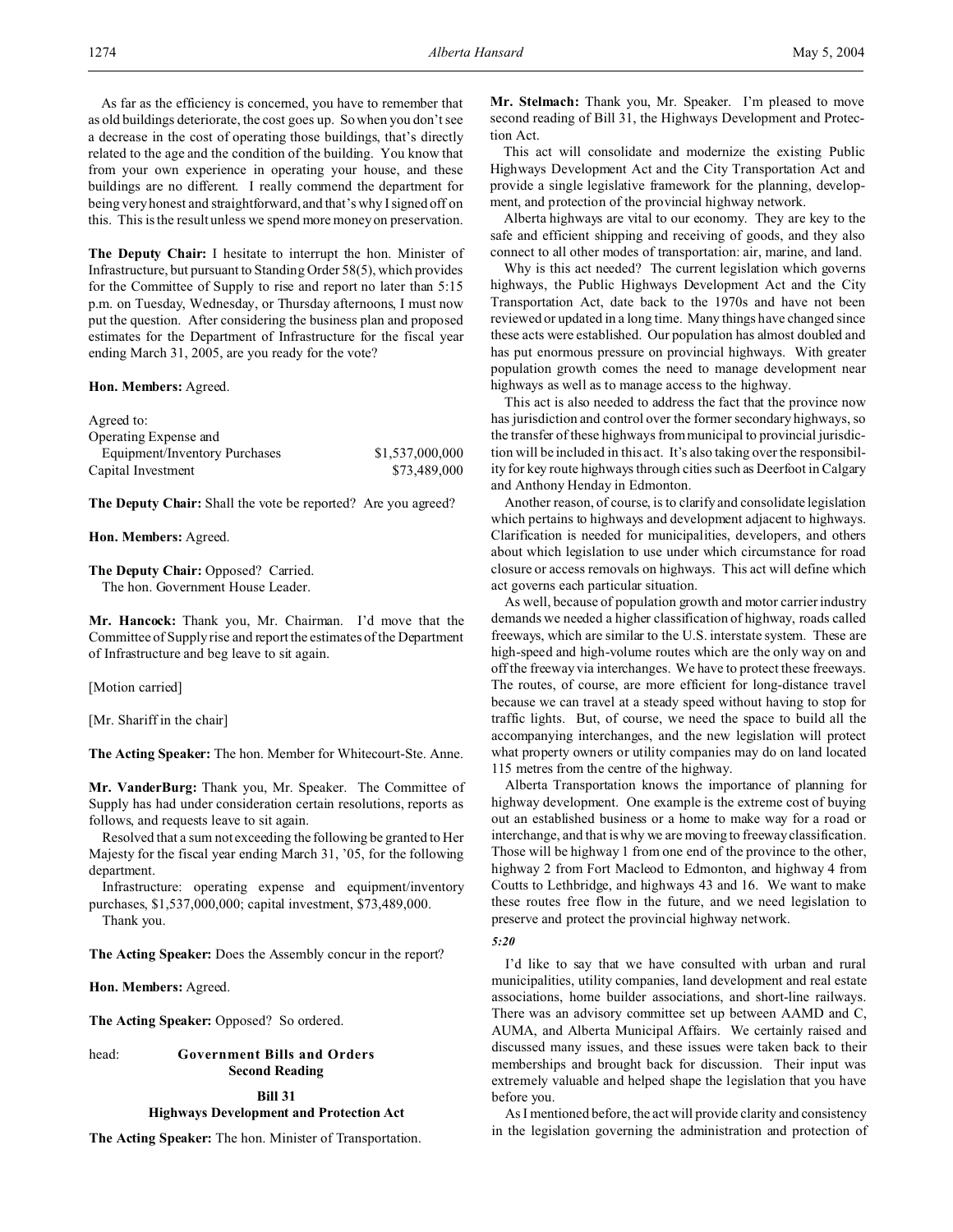As far as the efficiency is concerned, you have to remember that as old buildings deteriorate, the cost goes up. So when you don't see a decrease in the cost of operating those buildings, that's directly related to the age and the condition of the building. You know that from your own experience in operating your house, and these buildings are no different. I really commend the department for being very honest and straightforward, and that's why I signed off on this. This is the result unless we spend more money on preservation.

**The Deputy Chair:** I hesitate to interrupt the hon. Minister of Infrastructure, but pursuant to Standing Order 58(5), which provides for the Committee of Supply to rise and report no later than 5:15 p.m. on Tuesday, Wednesday, or Thursday afternoons, I must now put the question. After considering the business plan and proposed estimates for the Department of Infrastructure for the fiscal year ending March 31, 2005, are you ready for the vote?

**Hon. Members:** Agreed.

Agreed to:

| | |
|---|---|
| Operating Expense and Equipment/Inventory Purchases | $1,537,000,000 |
| Capital Investment | $73,489,000 |

**The Deputy Chair:** Shall the vote be reported? Are you agreed?

**Hon. Members:** Agreed.

**The Deputy Chair:** Opposed? Carried.
The hon. Government House Leader.

**Mr. Hancock:** Thank you, Mr. Chairman. I'd move that the Committee of Supply rise and report the estimates of the Department of Infrastructure and beg leave to sit again.

[Motion carried]

[Mr. Shariff in the chair]

**The Acting Speaker:** The hon. Member for Whitecourt-Ste. Anne.

**Mr. VanderBurg:** Thank you, Mr. Speaker. The Committee of Supply has had under consideration certain resolutions, reports as follows, and requests leave to sit again.

Resolved that a sum not exceeding the following be granted to Her Majesty for the fiscal year ending March 31, '05, for the following department.

Infrastructure: operating expense and equipment/inventory purchases, $1,537,000,000; capital investment, $73,489,000.

Thank you.

**The Acting Speaker:** Does the Assembly concur in the report?

**Hon. Members:** Agreed.

**The Acting Speaker:** Opposed? So ordered.

head: **Government Bills and Orders**
**Second Reading**

**Bill 31**
**Highways Development and Protection Act**

**The Acting Speaker:** The hon. Minister of Transportation.

**Mr. Stelmach:** Thank you, Mr. Speaker. I'm pleased to move second reading of Bill 31, the Highways Development and Protection Act.

This act will consolidate and modernize the existing Public Highways Development Act and the City Transportation Act and provide a single legislative framework for the planning, development, and protection of the provincial highway network.

Alberta highways are vital to our economy. They are key to the safe and efficient shipping and receiving of goods, and they also connect to all other modes of transportation: air, marine, and land.

Why is this act needed? The current legislation which governs highways, the Public Highways Development Act and the City Transportation Act, date back to the 1970s and have not been reviewed or updated in a long time. Many things have changed since these acts were established. Our population has almost doubled and has put enormous pressure on provincial highways. With greater population growth comes the need to manage development near highways as well as to manage access to the highway.

This act is also needed to address the fact that the province now has jurisdiction and control over the former secondary highways, so the transfer of these highways from municipal to provincial jurisdiction will be included in this act. It's also taking over the responsibility for key route highways through cities such as Deerfoot in Calgary and Anthony Henday in Edmonton.

Another reason, of course, is to clarify and consolidate legislation which pertains to highways and development adjacent to highways. Clarification is needed for municipalities, developers, and others about which legislation to use under which circumstance for road closure or access removals on highways. This act will define which act governs each particular situation.

As well, because of population growth and motor carrier industry demands we needed a higher classification of highway, roads called freeways, which are similar to the U.S. interstate system. These are high-speed and high-volume routes which are the only way on and off the freeway via interchanges. We have to protect these freeways. The routes, of course, are more efficient for long-distance travel because we can travel at a steady speed without having to stop for traffic lights. But, of course, we need the space to build all the accompanying interchanges, and the new legislation will protect what property owners or utility companies may do on land located 115 metres from the centre of the highway.

Alberta Transportation knows the importance of planning for highway development. One example is the extreme cost of buying out an established business or a home to make way for a road or interchange, and that is why we are moving to freeway classification. Those will be highway 1 from one end of the province to the other, highway 2 from Fort Macleod to Edmonton, and highway 4 from Coutts to Lethbridge, and highways 43 and 16. We want to make these routes free flow in the future, and we need legislation to preserve and protect the provincial highway network.

*5:20*

I'd like to say that we have consulted with urban and rural municipalities, utility companies, land development and real estate associations, home builder associations, and short-line railways. There was an advisory committee set up between AAMD and C, AUMA, and Alberta Municipal Affairs. We certainly raised and discussed many issues, and these issues were taken back to their memberships and brought back for discussion. Their input was extremely valuable and helped shape the legislation that you have before you.

As I mentioned before, the act will provide clarity and consistency in the legislation governing the administration and protection of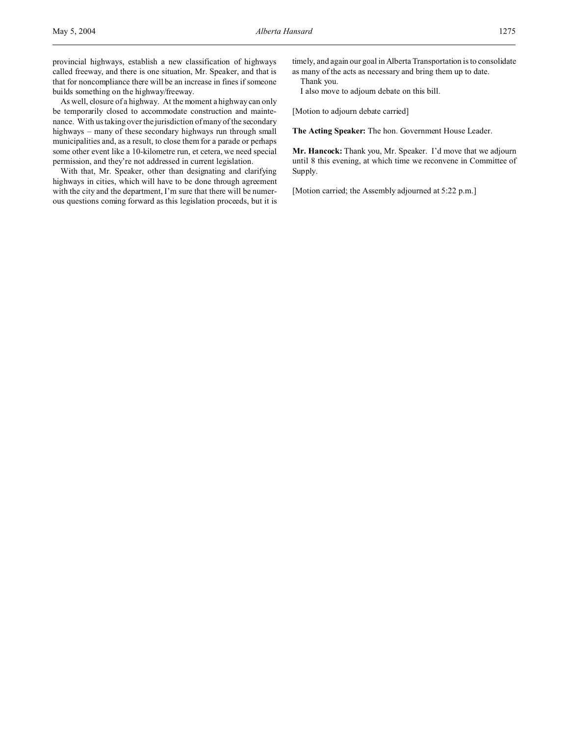provincial highways, establish a new classification of highways called freeway, and there is one situation, Mr. Speaker, and that is that for noncompliance there will be an increase in fines if someone builds something on the highway/freeway.

As well, closure of a highway. At the moment a highway can only be temporarily closed to accommodate construction and maintenance. With us taking over the jurisdiction of many of the secondary highways – many of these secondary highways run through small municipalities and, as a result, to close them for a parade or perhaps some other event like a 10-kilometre run, et cetera, we need special permission, and they're not addressed in current legislation.

With that, Mr. Speaker, other than designating and clarifying highways in cities, which will have to be done through agreement with the city and the department, I'm sure that there will be numerous questions coming forward as this legislation proceeds, but it is timely, and again our goal in Alberta Transportation is to consolidate as many of the acts as necessary and bring them up to date.

Thank you.

I also move to adjourn debate on this bill.

[Motion to adjourn debate carried]

**The Acting Speaker:** The hon. Government House Leader.

**Mr. Hancock:** Thank you, Mr. Speaker. I'd move that we adjourn until 8 this evening, at which time we reconvene in Committee of Supply.

[Motion carried; the Assembly adjourned at 5:22 p.m.]